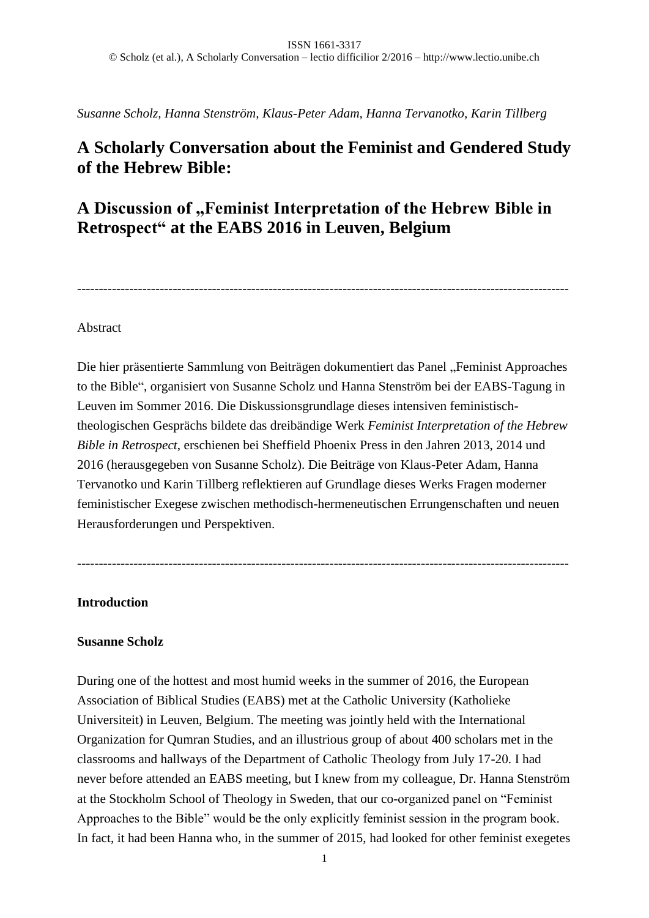*Susanne Scholz, Hanna Stenström, Klaus-Peter Adam, Hanna Tervanotko, Karin Tillberg*

# A Scholarly Conversation about the Feminist and Gendered Study of the Hebrew Bible:

# A Discussion of „Feminist Interpretation of the Hebrew Bible in Retrospect“ at the EABS 2016 in Leuven, Belgium

---

Abstract

Die hier präsentierte Sammlung von Beiträgen dokumentiert das Panel „Feminist Approaches to the Bible“, organisiert von Susanne Scholz und Hanna Stenström bei der EABS-Tagung in Leuven im Sommer 2016. Die Diskussionsgrundlage dieses intensiven feministisch-theologischen Gesprächs bildete das dreibändige Werk *Feminist Interpretation of the Hebrew Bible in Retrospect*, erschienen bei Sheffield Phoenix Press in den Jahren 2013, 2014 und 2016 (herausgegeben von Susanne Scholz). Die Beiträge von Klaus-Peter Adam, Hanna Tervanotko und Karin Tillberg reflektieren auf Grundlage dieses Werks Fragen moderner feministischer Exegese zwischen methodisch-hermeneutischen Errungenschaften und neuen Herausforderungen und Perspektiven.

---

## Introduction

### Susanne Scholz

During one of the hottest and most humid weeks in the summer of 2016, the European Association of Biblical Studies (EABS) met at the Catholic University (Katholieke Universiteit) in Leuven, Belgium. The meeting was jointly held with the International Organization for Qumran Studies, and an illustrious group of about 400 scholars met in the classrooms and hallways of the Department of Catholic Theology from July 17-20. I had never before attended an EABS meeting, but I knew from my colleague, Dr. Hanna Stenström at the Stockholm School of Theology in Sweden, that our co-organized panel on “Feminist Approaches to the Bible” would be the only explicitly feminist session in the program book. In fact, it had been Hanna who, in the summer of 2015, had looked for other feminist exegetes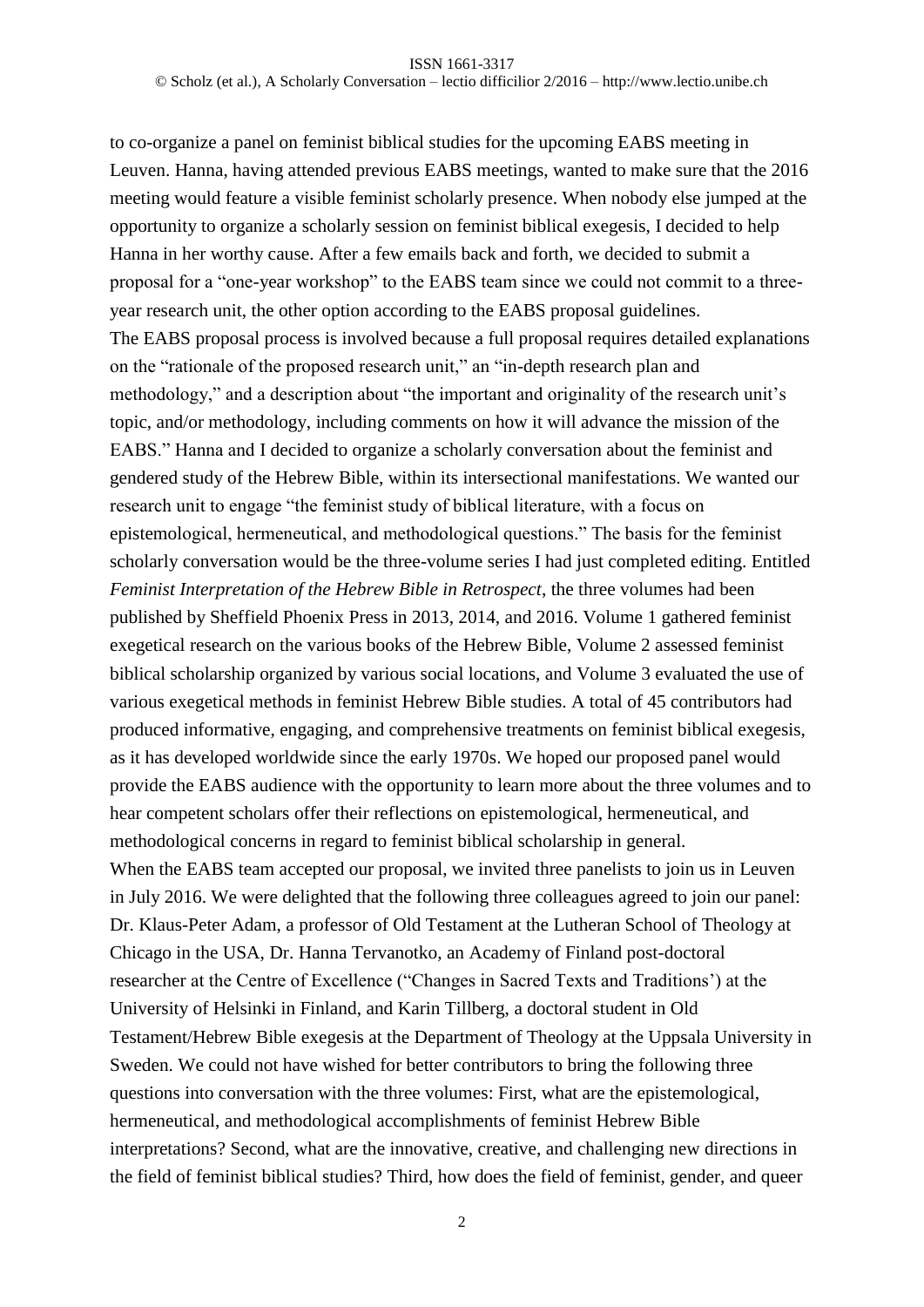to co-organize a panel on feminist biblical studies for the upcoming EABS meeting in Leuven. Hanna, having attended previous EABS meetings, wanted to make sure that the 2016 meeting would feature a visible feminist scholarly presence. When nobody else jumped at the opportunity to organize a scholarly session on feminist biblical exegesis, I decided to help Hanna in her worthy cause. After a few emails back and forth, we decided to submit a proposal for a "one-year workshop" to the EABS team since we could not commit to a three-year research unit, the other option according to the EABS proposal guidelines.

The EABS proposal process is involved because a full proposal requires detailed explanations on the "rationale of the proposed research unit," an "in-depth research plan and methodology," and a description about "the important and originality of the research unit's topic, and/or methodology, including comments on how it will advance the mission of the EABS." Hanna and I decided to organize a scholarly conversation about the feminist and gendered study of the Hebrew Bible, within its intersectional manifestations. We wanted our research unit to engage "the feminist study of biblical literature, with a focus on epistemological, hermeneutical, and methodological questions." The basis for the feminist scholarly conversation would be the three-volume series I had just completed editing. Entitled *Feminist Interpretation of the Hebrew Bible in Retrospect*, the three volumes had been published by Sheffield Phoenix Press in 2013, 2014, and 2016. Volume 1 gathered feminist exegetical research on the various books of the Hebrew Bible, Volume 2 assessed feminist biblical scholarship organized by various social locations, and Volume 3 evaluated the use of various exegetical methods in feminist Hebrew Bible studies. A total of 45 contributors had produced informative, engaging, and comprehensive treatments on feminist biblical exegesis, as it has developed worldwide since the early 1970s. We hoped our proposed panel would provide the EABS audience with the opportunity to learn more about the three volumes and to hear competent scholars offer their reflections on epistemological, hermeneutical, and methodological concerns in regard to feminist biblical scholarship in general.

When the EABS team accepted our proposal, we invited three panelists to join us in Leuven in July 2016. We were delighted that the following three colleagues agreed to join our panel: Dr. Klaus-Peter Adam, a professor of Old Testament at the Lutheran School of Theology at Chicago in the USA, Dr. Hanna Tervanotko, an Academy of Finland post-doctoral researcher at the Centre of Excellence ("Changes in Sacred Texts and Traditions') at the University of Helsinki in Finland, and Karin Tillberg, a doctoral student in Old Testament/Hebrew Bible exegesis at the Department of Theology at the Uppsala University in Sweden. We could not have wished for better contributors to bring the following three questions into conversation with the three volumes: First, what are the epistemological, hermeneutical, and methodological accomplishments of feminist Hebrew Bible interpretations? Second, what are the innovative, creative, and challenging new directions in the field of feminist biblical studies? Third, how does the field of feminist, gender, and queer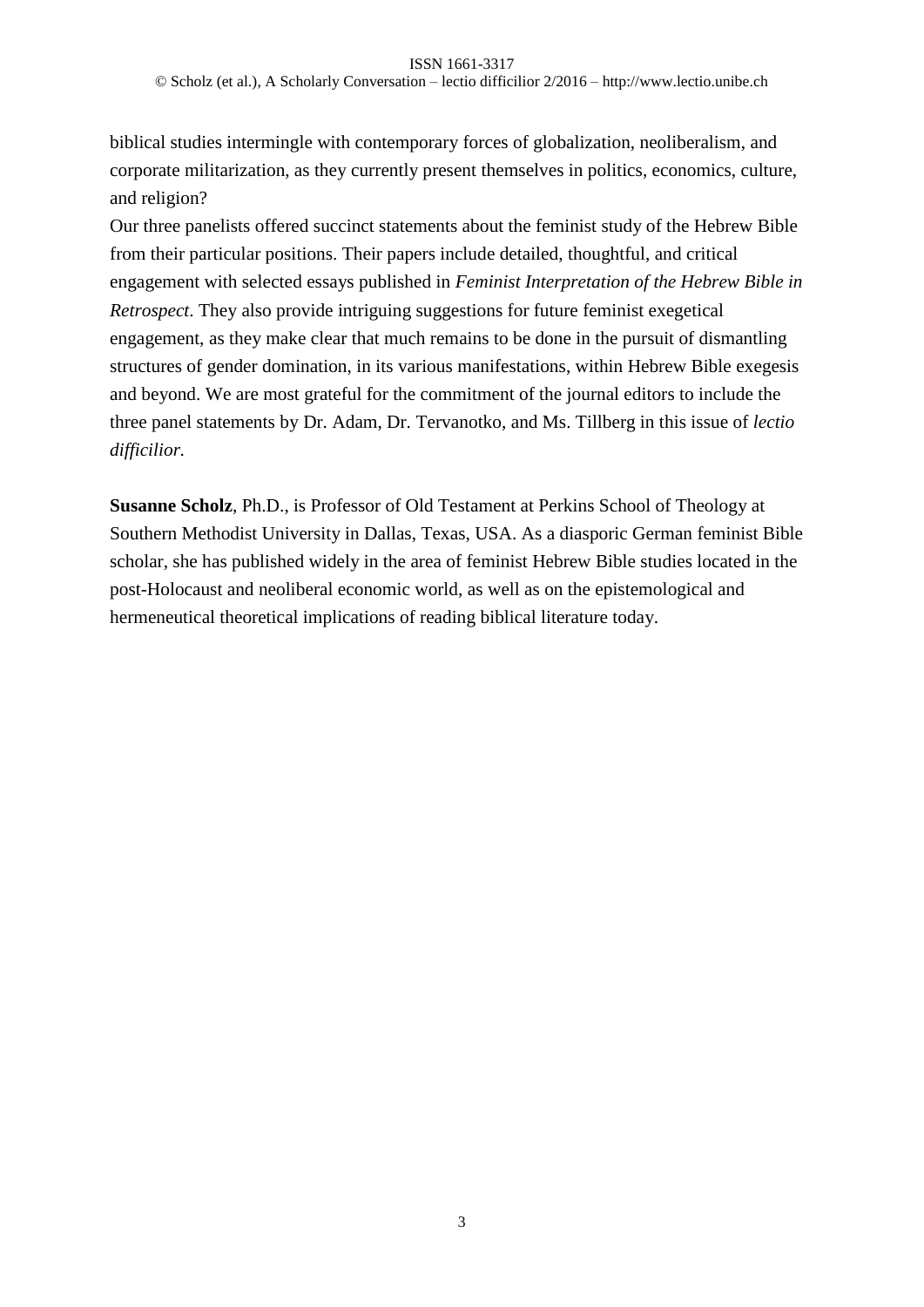biblical studies intermingle with contemporary forces of globalization, neoliberalism, and corporate militarization, as they currently present themselves in politics, economics, culture, and religion?

Our three panelists offered succinct statements about the feminist study of the Hebrew Bible from their particular positions. Their papers include detailed, thoughtful, and critical engagement with selected essays published in *Feminist Interpretation of the Hebrew Bible in Retrospect*. They also provide intriguing suggestions for future feminist exegetical engagement, as they make clear that much remains to be done in the pursuit of dismantling structures of gender domination, in its various manifestations, within Hebrew Bible exegesis and beyond. We are most grateful for the commitment of the journal editors to include the three panel statements by Dr. Adam, Dr. Tervanotko, and Ms. Tillberg in this issue of *lectio difficilior*.

**Susanne Scholz**, Ph.D., is Professor of Old Testament at Perkins School of Theology at Southern Methodist University in Dallas, Texas, USA. As a diasporic German feminist Bible scholar, she has published widely in the area of feminist Hebrew Bible studies located in the post-Holocaust and neoliberal economic world, as well as on the epistemological and hermeneutical theoretical implications of reading biblical literature today.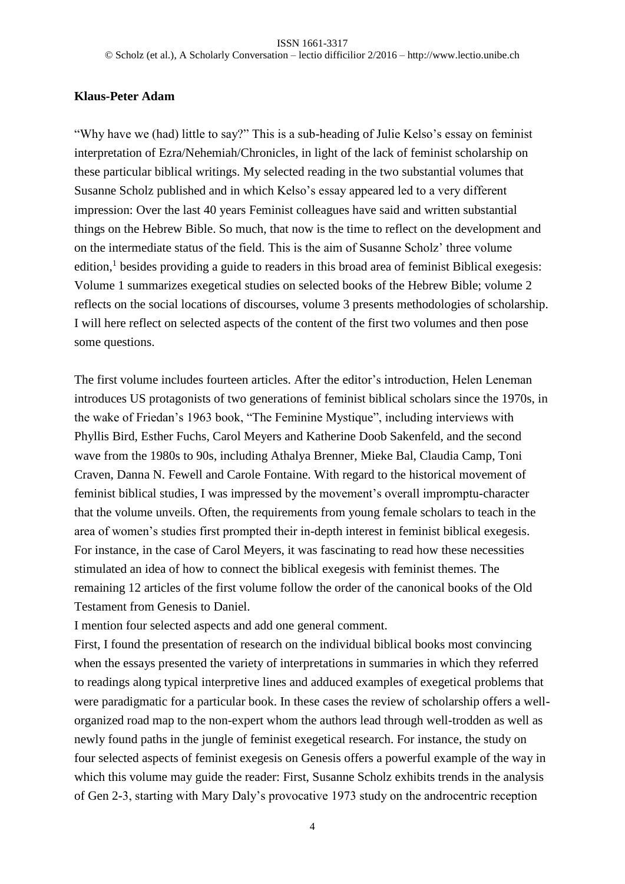**Klaus-Peter Adam**

"Why have we (had) little to say?" This is a sub-heading of Julie Kelso's essay on feminist interpretation of Ezra/Nehemiah/Chronicles, in light of the lack of feminist scholarship on these particular biblical writings. My selected reading in the two substantial volumes that Susanne Scholz published and in which Kelso's essay appeared led to a very different impression: Over the last 40 years Feminist colleagues have said and written substantial things on the Hebrew Bible. So much, that now is the time to reflect on the development and on the intermediate status of the field. This is the aim of Susanne Scholz' three volume edition,[1] besides providing a guide to readers in this broad area of feminist Biblical exegesis: Volume 1 summarizes exegetical studies on selected books of the Hebrew Bible; volume 2 reflects on the social locations of discourses, volume 3 presents methodologies of scholarship. I will here reflect on selected aspects of the content of the first two volumes and then pose some questions.

The first volume includes fourteen articles. After the editor's introduction, Helen Leneman introduces US protagonists of two generations of feminist biblical scholars since the 1970s, in the wake of Friedan's 1963 book, "The Feminine Mystique", including interviews with Phyllis Bird, Esther Fuchs, Carol Meyers and Katherine Doob Sakenfeld, and the second wave from the 1980s to 90s, including Athalya Brenner, Mieke Bal, Claudia Camp, Toni Craven, Danna N. Fewell and Carole Fontaine. With regard to the historical movement of feminist biblical studies, I was impressed by the movement's overall impromptu-character that the volume unveils. Often, the requirements from young female scholars to teach in the area of women's studies first prompted their in-depth interest in feminist biblical exegesis. For instance, in the case of Carol Meyers, it was fascinating to read how these necessities stimulated an idea of how to connect the biblical exegesis with feminist themes. The remaining 12 articles of the first volume follow the order of the canonical books of the Old Testament from Genesis to Daniel.

I mention four selected aspects and add one general comment.

First, I found the presentation of research on the individual biblical books most convincing when the essays presented the variety of interpretations in summaries in which they referred to readings along typical interpretive lines and adduced examples of exegetical problems that were paradigmatic for a particular book. In these cases the review of scholarship offers a well-organized road map to the non-expert whom the authors lead through well-trodden as well as newly found paths in the jungle of feminist exegetical research. For instance, the study on four selected aspects of feminist exegesis on Genesis offers a powerful example of the way in which this volume may guide the reader: First, Susanne Scholz exhibits trends in the analysis of Gen 2-3, starting with Mary Daly's provocative 1973 study on the androcentric reception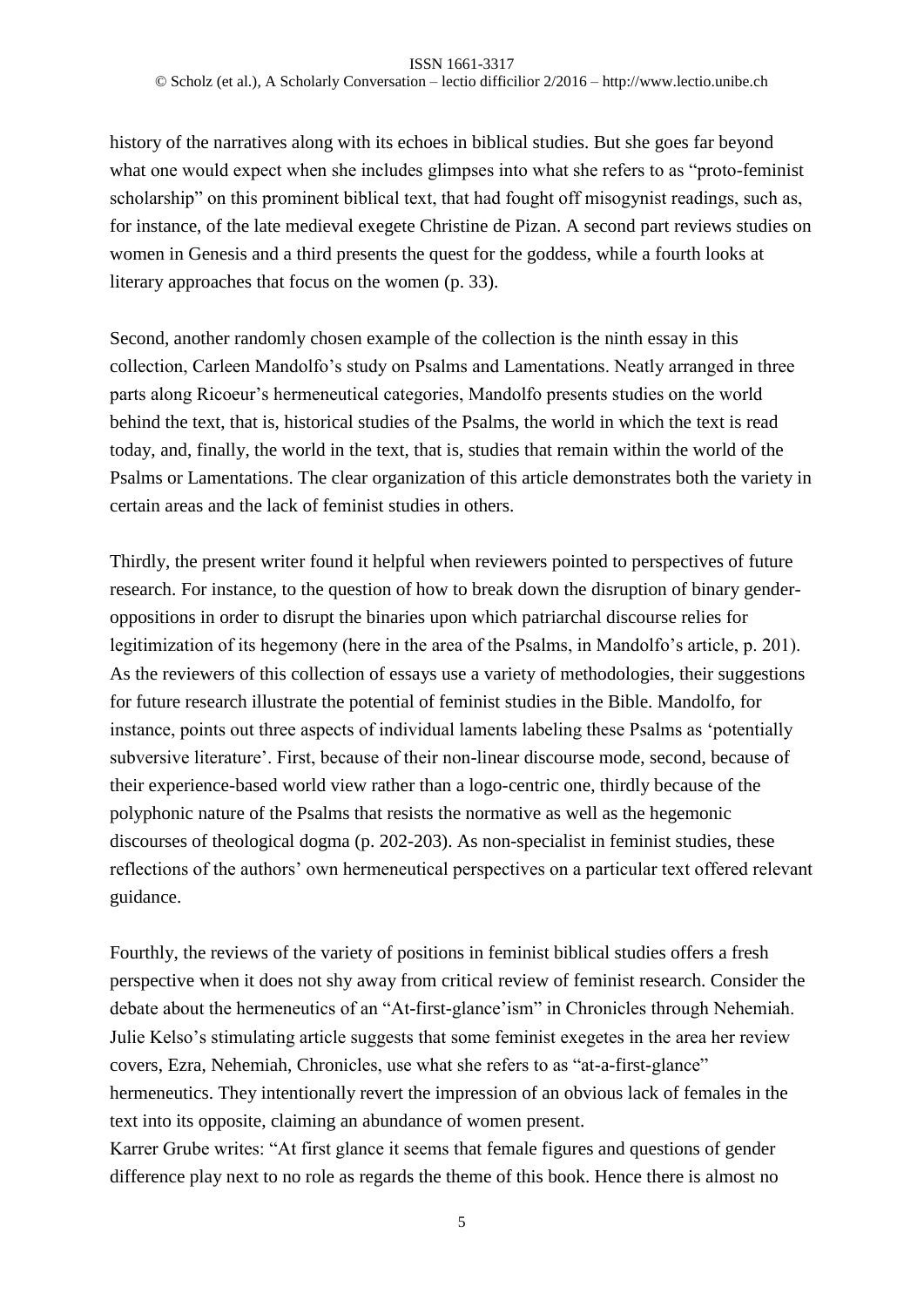history of the narratives along with its echoes in biblical studies. But she goes far beyond what one would expect when she includes glimpses into what she refers to as "proto-feminist scholarship" on this prominent biblical text, that had fought off misogynist readings, such as, for instance, of the late medieval exegete Christine de Pizan. A second part reviews studies on women in Genesis and a third presents the quest for the goddess, while a fourth looks at literary approaches that focus on the women (p. 33).

Second, another randomly chosen example of the collection is the ninth essay in this collection, Carleen Mandolfo's study on Psalms and Lamentations. Neatly arranged in three parts along Ricoeur's hermeneutical categories, Mandolfo presents studies on the world behind the text, that is, historical studies of the Psalms, the world in which the text is read today, and, finally, the world in the text, that is, studies that remain within the world of the Psalms or Lamentations. The clear organization of this article demonstrates both the variety in certain areas and the lack of feminist studies in others.

Thirdly, the present writer found it helpful when reviewers pointed to perspectives of future research. For instance, to the question of how to break down the disruption of binary gender-oppositions in order to disrupt the binaries upon which patriarchal discourse relies for legitimization of its hegemony (here in the area of the Psalms, in Mandolfo's article, p. 201). As the reviewers of this collection of essays use a variety of methodologies, their suggestions for future research illustrate the potential of feminist studies in the Bible. Mandolfo, for instance, points out three aspects of individual laments labeling these Psalms as 'potentially subversive literature'. First, because of their non-linear discourse mode, second, because of their experience-based world view rather than a logo-centric one, thirdly because of the polyphonic nature of the Psalms that resists the normative as well as the hegemonic discourses of theological dogma (p. 202-203). As non-specialist in feminist studies, these reflections of the authors' own hermeneutical perspectives on a particular text offered relevant guidance.

Fourthly, the reviews of the variety of positions in feminist biblical studies offers a fresh perspective when it does not shy away from critical review of feminist research. Consider the debate about the hermeneutics of an "At-first-glance'ism" in Chronicles through Nehemiah. Julie Kelso's stimulating article suggests that some feminist exegetes in the area her review covers, Ezra, Nehemiah, Chronicles, use what she refers to as "at-a-first-glance" hermeneutics. They intentionally revert the impression of an obvious lack of females in the text into its opposite, claiming an abundance of women present.
Karrer Grube writes: "At first glance it seems that female figures and questions of gender difference play next to no role as regards the theme of this book. Hence there is almost no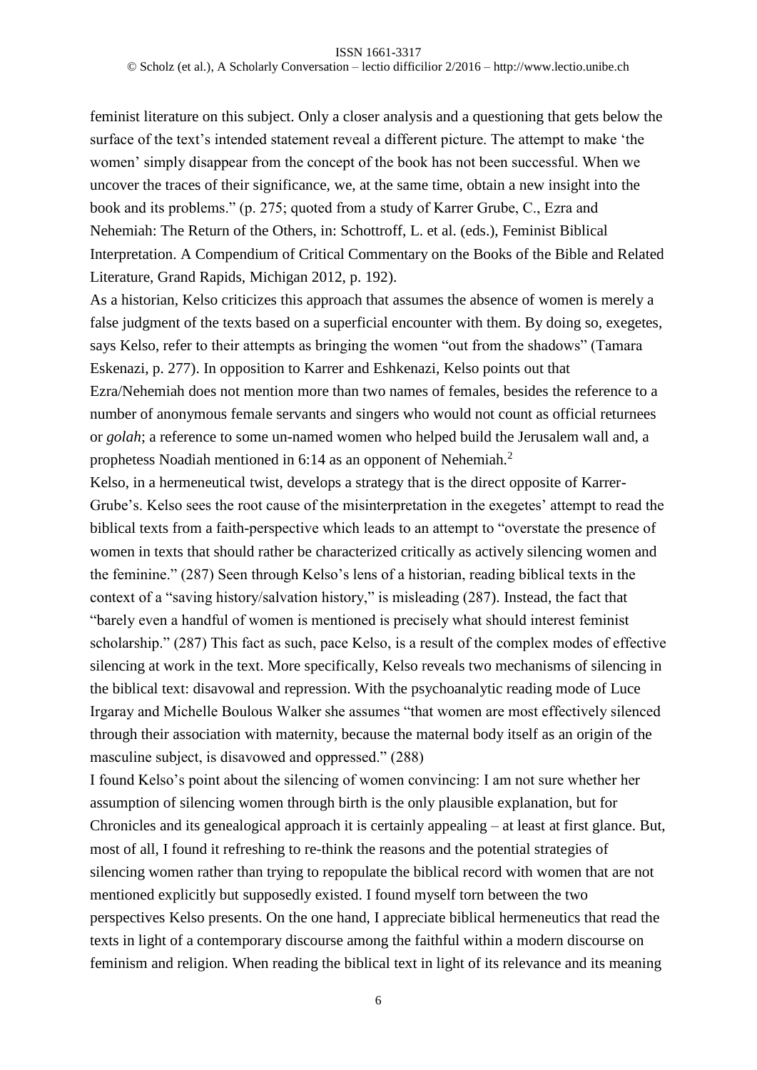feminist literature on this subject. Only a closer analysis and a questioning that gets below the surface of the text's intended statement reveal a different picture. The attempt to make 'the women' simply disappear from the concept of the book has not been successful. When we uncover the traces of their significance, we, at the same time, obtain a new insight into the book and its problems." (p. 275; quoted from a study of Karrer Grube, C., Ezra and Nehemiah: The Return of the Others, in: Schottroff, L. et al. (eds.), Feminist Biblical Interpretation. A Compendium of Critical Commentary on the Books of the Bible and Related Literature, Grand Rapids, Michigan 2012, p. 192).

As a historian, Kelso criticizes this approach that assumes the absence of women is merely a false judgment of the texts based on a superficial encounter with them. By doing so, exegetes, says Kelso, refer to their attempts as bringing the women "out from the shadows" (Tamara Eskenazi, p. 277). In opposition to Karrer and Eshkenazi, Kelso points out that Ezra/Nehemiah does not mention more than two names of females, besides the reference to a number of anonymous female servants and singers who would not count as official returnees or *golah*; a reference to some un-named women who helped build the Jerusalem wall and, a prophetess Noadiah mentioned in 6:14 as an opponent of Nehemiah.[2]

Kelso, in a hermeneutical twist, develops a strategy that is the direct opposite of Karrer-Grube's. Kelso sees the root cause of the misinterpretation in the exegetes' attempt to read the biblical texts from a faith-perspective which leads to an attempt to "overstate the presence of women in texts that should rather be characterized critically as actively silencing women and the feminine." (287) Seen through Kelso's lens of a historian, reading biblical texts in the context of a "saving history/salvation history," is misleading (287). Instead, the fact that "barely even a handful of women is mentioned is precisely what should interest feminist scholarship." (287) This fact as such, pace Kelso, is a result of the complex modes of effective silencing at work in the text. More specifically, Kelso reveals two mechanisms of silencing in the biblical text: disavowal and repression. With the psychoanalytic reading mode of Luce Irgaray and Michelle Boulous Walker she assumes "that women are most effectively silenced through their association with maternity, because the maternal body itself as an origin of the masculine subject, is disavowed and oppressed." (288)

I found Kelso's point about the silencing of women convincing: I am not sure whether her assumption of silencing women through birth is the only plausible explanation, but for Chronicles and its genealogical approach it is certainly appealing – at least at first glance. But, most of all, I found it refreshing to re-think the reasons and the potential strategies of silencing women rather than trying to repopulate the biblical record with women that are not mentioned explicitly but supposedly existed. I found myself torn between the two perspectives Kelso presents. On the one hand, I appreciate biblical hermeneutics that read the texts in light of a contemporary discourse among the faithful within a modern discourse on feminism and religion. When reading the biblical text in light of its relevance and its meaning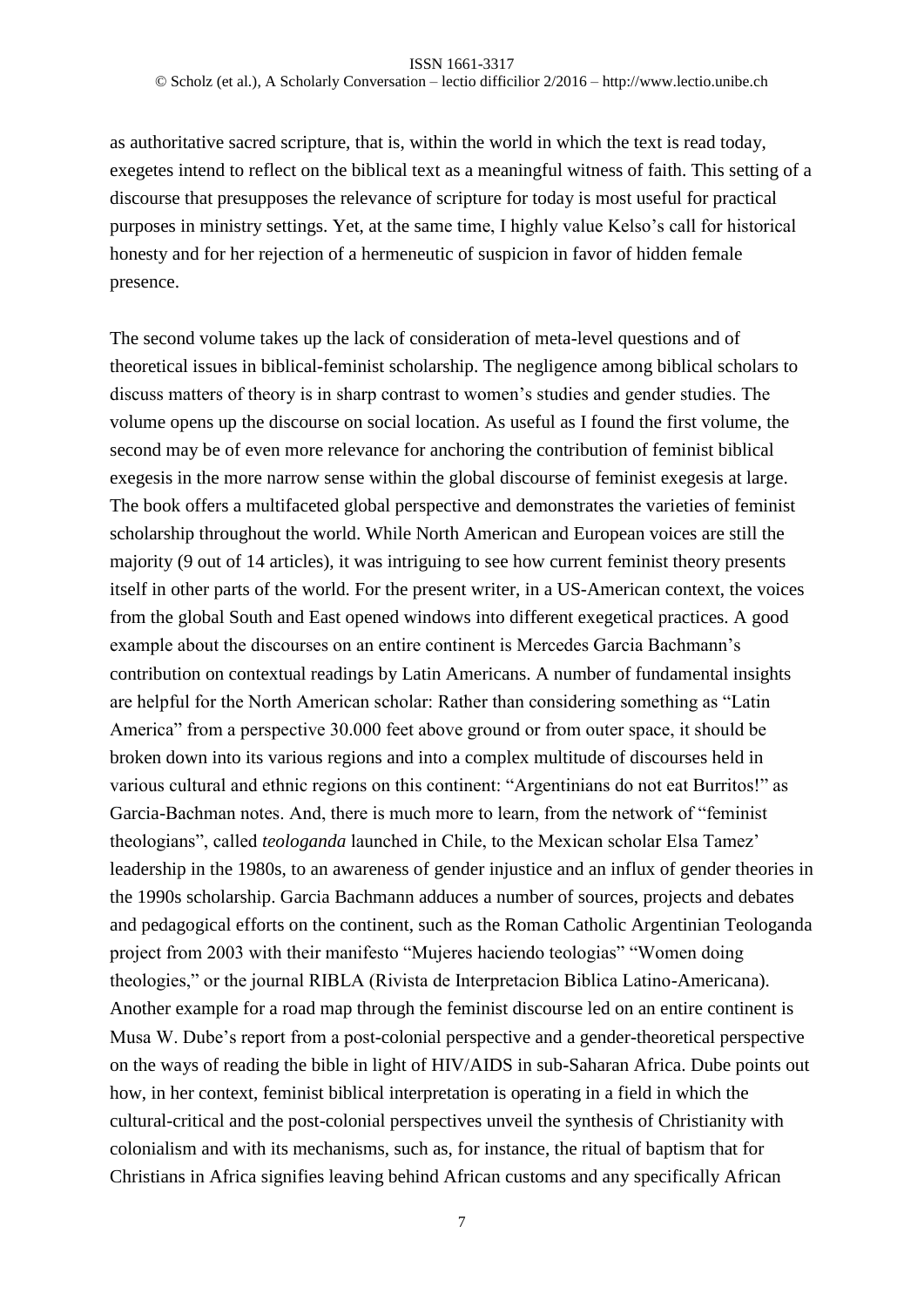as authoritative sacred scripture, that is, within the world in which the text is read today, exegetes intend to reflect on the biblical text as a meaningful witness of faith. This setting of a discourse that presupposes the relevance of scripture for today is most useful for practical purposes in ministry settings. Yet, at the same time, I highly value Kelso's call for historical honesty and for her rejection of a hermeneutic of suspicion in favor of hidden female presence.

The second volume takes up the lack of consideration of meta-level questions and of theoretical issues in biblical-feminist scholarship. The negligence among biblical scholars to discuss matters of theory is in sharp contrast to women's studies and gender studies. The volume opens up the discourse on social location. As useful as I found the first volume, the second may be of even more relevance for anchoring the contribution of feminist biblical exegesis in the more narrow sense within the global discourse of feminist exegesis at large. The book offers a multifaceted global perspective and demonstrates the varieties of feminist scholarship throughout the world. While North American and European voices are still the majority (9 out of 14 articles), it was intriguing to see how current feminist theory presents itself in other parts of the world. For the present writer, in a US-American context, the voices from the global South and East opened windows into different exegetical practices. A good example about the discourses on an entire continent is Mercedes Garcia Bachmann's contribution on contextual readings by Latin Americans. A number of fundamental insights are helpful for the North American scholar: Rather than considering something as "Latin America" from a perspective 30.000 feet above ground or from outer space, it should be broken down into its various regions and into a complex multitude of discourses held in various cultural and ethnic regions on this continent: "Argentinians do not eat Burritos!" as Garcia-Bachman notes. And, there is much more to learn, from the network of "feminist theologians", called *teologanda* launched in Chile, to the Mexican scholar Elsa Tamez' leadership in the 1980s, to an awareness of gender injustice and an influx of gender theories in the 1990s scholarship. Garcia Bachmann adduces a number of sources, projects and debates and pedagogical efforts on the continent, such as the Roman Catholic Argentinian Teologanda project from 2003 with their manifesto "Mujeres haciendo teologias" "Women doing theologies," or the journal RIBLA (Rivista de Interpretacion Biblica Latino-Americana). Another example for a road map through the feminist discourse led on an entire continent is Musa W. Dube's report from a post-colonial perspective and a gender-theoretical perspective on the ways of reading the bible in light of HIV/AIDS in sub-Saharan Africa. Dube points out how, in her context, feminist biblical interpretation is operating in a field in which the cultural-critical and the post-colonial perspectives unveil the synthesis of Christianity with colonialism and with its mechanisms, such as, for instance, the ritual of baptism that for Christians in Africa signifies leaving behind African customs and any specifically African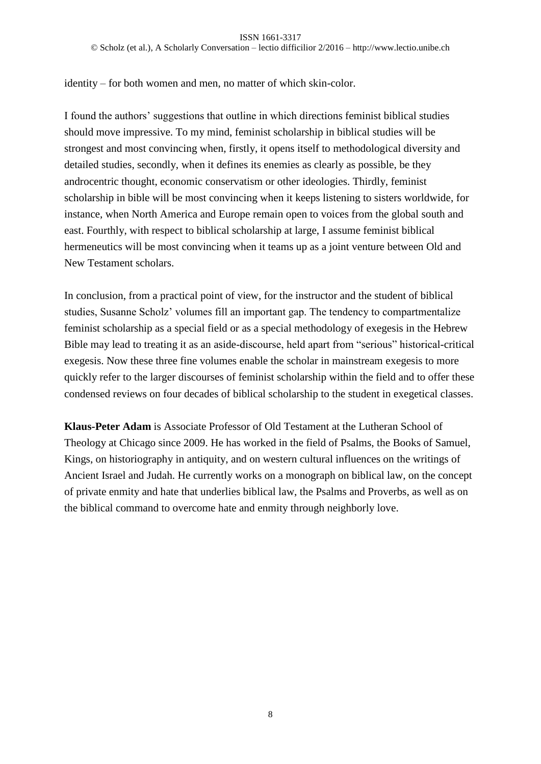identity – for both women and men, no matter of which skin-color.

I found the authors' suggestions that outline in which directions feminist biblical studies should move impressive. To my mind, feminist scholarship in biblical studies will be strongest and most convincing when, firstly, it opens itself to methodological diversity and detailed studies, secondly, when it defines its enemies as clearly as possible, be they androcentric thought, economic conservatism or other ideologies. Thirdly, feminist scholarship in bible will be most convincing when it keeps listening to sisters worldwide, for instance, when North America and Europe remain open to voices from the global south and east. Fourthly, with respect to biblical scholarship at large, I assume feminist biblical hermeneutics will be most convincing when it teams up as a joint venture between Old and New Testament scholars.

In conclusion, from a practical point of view, for the instructor and the student of biblical studies, Susanne Scholz' volumes fill an important gap. The tendency to compartmentalize feminist scholarship as a special field or as a special methodology of exegesis in the Hebrew Bible may lead to treating it as an aside-discourse, held apart from "serious" historical-critical exegesis. Now these three fine volumes enable the scholar in mainstream exegesis to more quickly refer to the larger discourses of feminist scholarship within the field and to offer these condensed reviews on four decades of biblical scholarship to the student in exegetical classes.

**Klaus-Peter Adam** is Associate Professor of Old Testament at the Lutheran School of Theology at Chicago since 2009. He has worked in the field of Psalms, the Books of Samuel, Kings, on historiography in antiquity, and on western cultural influences on the writings of Ancient Israel and Judah. He currently works on a monograph on biblical law, on the concept of private enmity and hate that underlies biblical law, the Psalms and Proverbs, as well as on the biblical command to overcome hate and enmity through neighborly love.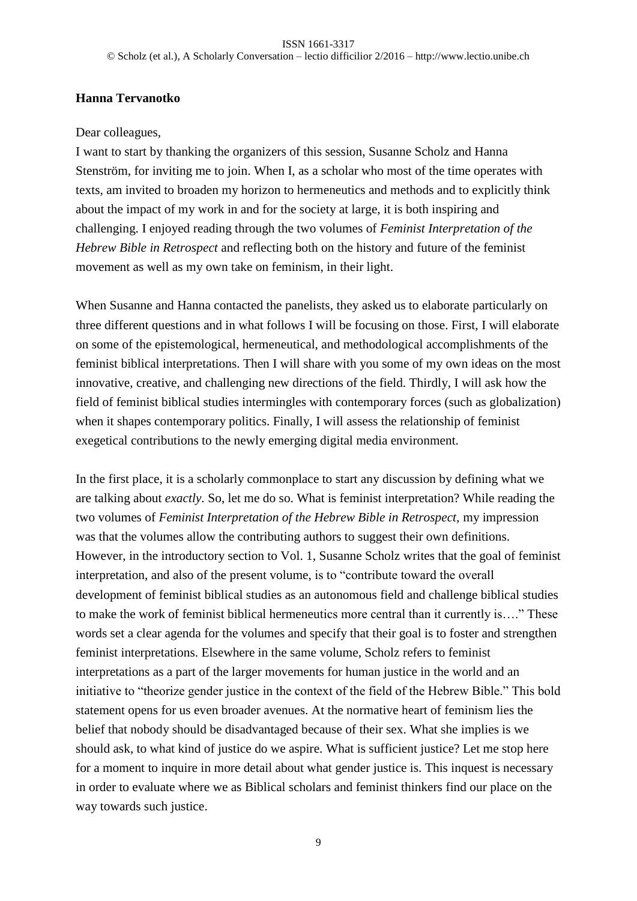**Hanna Tervanotko**

Dear colleagues,
I want to start by thanking the organizers of this session, Susanne Scholz and Hanna Stenström, for inviting me to join. When I, as a scholar who most of the time operates with texts, am invited to broaden my horizon to hermeneutics and methods and to explicitly think about the impact of my work in and for the society at large, it is both inspiring and challenging. I enjoyed reading through the two volumes of *Feminist Interpretation of the Hebrew Bible in Retrospect* and reflecting both on the history and future of the feminist movement as well as my own take on feminism, in their light.

When Susanne and Hanna contacted the panelists, they asked us to elaborate particularly on three different questions and in what follows I will be focusing on those. First, I will elaborate on some of the epistemological, hermeneutical, and methodological accomplishments of the feminist biblical interpretations. Then I will share with you some of my own ideas on the most innovative, creative, and challenging new directions of the field. Thirdly, I will ask how the field of feminist biblical studies intermingles with contemporary forces (such as globalization) when it shapes contemporary politics. Finally, I will assess the relationship of feminist exegetical contributions to the newly emerging digital media environment.

In the first place, it is a scholarly commonplace to start any discussion by defining what we are talking about *exactly*. So, let me do so. What is feminist interpretation? While reading the two volumes of *Feminist Interpretation of the Hebrew Bible in Retrospect*, my impression was that the volumes allow the contributing authors to suggest their own definitions. However, in the introductory section to Vol. 1, Susanne Scholz writes that the goal of feminist interpretation, and also of the present volume, is to "contribute toward the overall development of feminist biblical studies as an autonomous field and challenge biblical studies to make the work of feminist biblical hermeneutics more central than it currently is…." These words set a clear agenda for the volumes and specify that their goal is to foster and strengthen feminist interpretations. Elsewhere in the same volume, Scholz refers to feminist interpretations as a part of the larger movements for human justice in the world and an initiative to "theorize gender justice in the context of the field of the Hebrew Bible." This bold statement opens for us even broader avenues. At the normative heart of feminism lies the belief that nobody should be disadvantaged because of their sex. What she implies is we should ask, to what kind of justice do we aspire. What is sufficient justice? Let me stop here for a moment to inquire in more detail about what gender justice is. This inquest is necessary in order to evaluate where we as Biblical scholars and feminist thinkers find our place on the way towards such justice.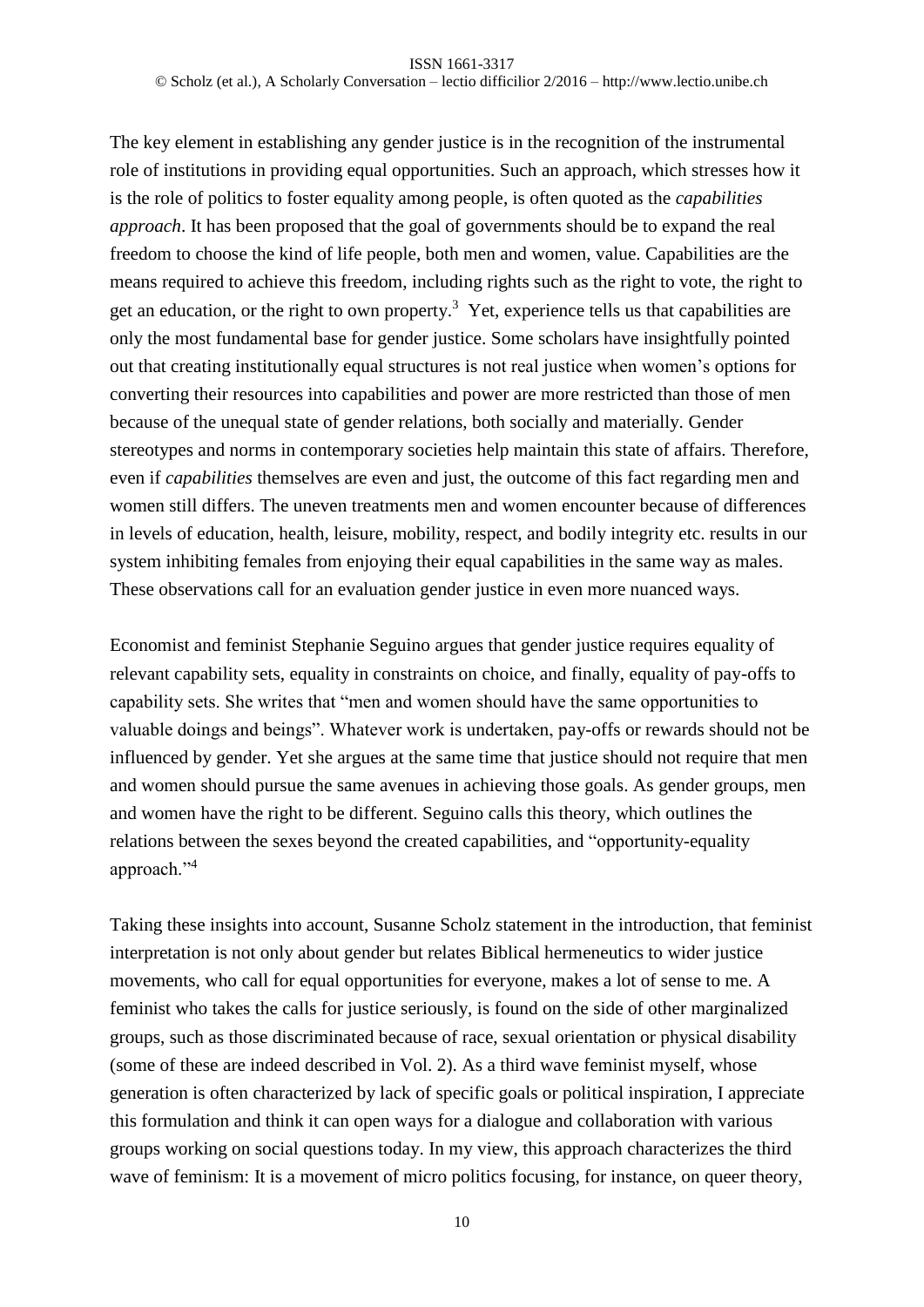The key element in establishing any gender justice is in the recognition of the instrumental role of institutions in providing equal opportunities. Such an approach, which stresses how it is the role of politics to foster equality among people, is often quoted as the *capabilities approach*. It has been proposed that the goal of governments should be to expand the real freedom to choose the kind of life people, both men and women, value. Capabilities are the means required to achieve this freedom, including rights such as the right to vote, the right to get an education, or the right to own property.[3] Yet, experience tells us that capabilities are only the most fundamental base for gender justice. Some scholars have insightfully pointed out that creating institutionally equal structures is not real justice when women's options for converting their resources into capabilities and power are more restricted than those of men because of the unequal state of gender relations, both socially and materially. Gender stereotypes and norms in contemporary societies help maintain this state of affairs. Therefore, even if *capabilities* themselves are even and just, the outcome of this fact regarding men and women still differs. The uneven treatments men and women encounter because of differences in levels of education, health, leisure, mobility, respect, and bodily integrity etc. results in our system inhibiting females from enjoying their equal capabilities in the same way as males. These observations call for an evaluation gender justice in even more nuanced ways.

Economist and feminist Stephanie Seguino argues that gender justice requires equality of relevant capability sets, equality in constraints on choice, and finally, equality of pay-offs to capability sets. She writes that "men and women should have the same opportunities to valuable doings and beings". Whatever work is undertaken, pay-offs or rewards should not be influenced by gender. Yet she argues at the same time that justice should not require that men and women should pursue the same avenues in achieving those goals. As gender groups, men and women have the right to be different. Seguino calls this theory, which outlines the relations between the sexes beyond the created capabilities, and "opportunity-equality approach."[4]

Taking these insights into account, Susanne Scholz statement in the introduction, that feminist interpretation is not only about gender but relates Biblical hermeneutics to wider justice movements, who call for equal opportunities for everyone, makes a lot of sense to me. A feminist who takes the calls for justice seriously, is found on the side of other marginalized groups, such as those discriminated because of race, sexual orientation or physical disability (some of these are indeed described in Vol. 2). As a third wave feminist myself, whose generation is often characterized by lack of specific goals or political inspiration, I appreciate this formulation and think it can open ways for a dialogue and collaboration with various groups working on social questions today. In my view, this approach characterizes the third wave of feminism: It is a movement of micro politics focusing, for instance, on queer theory,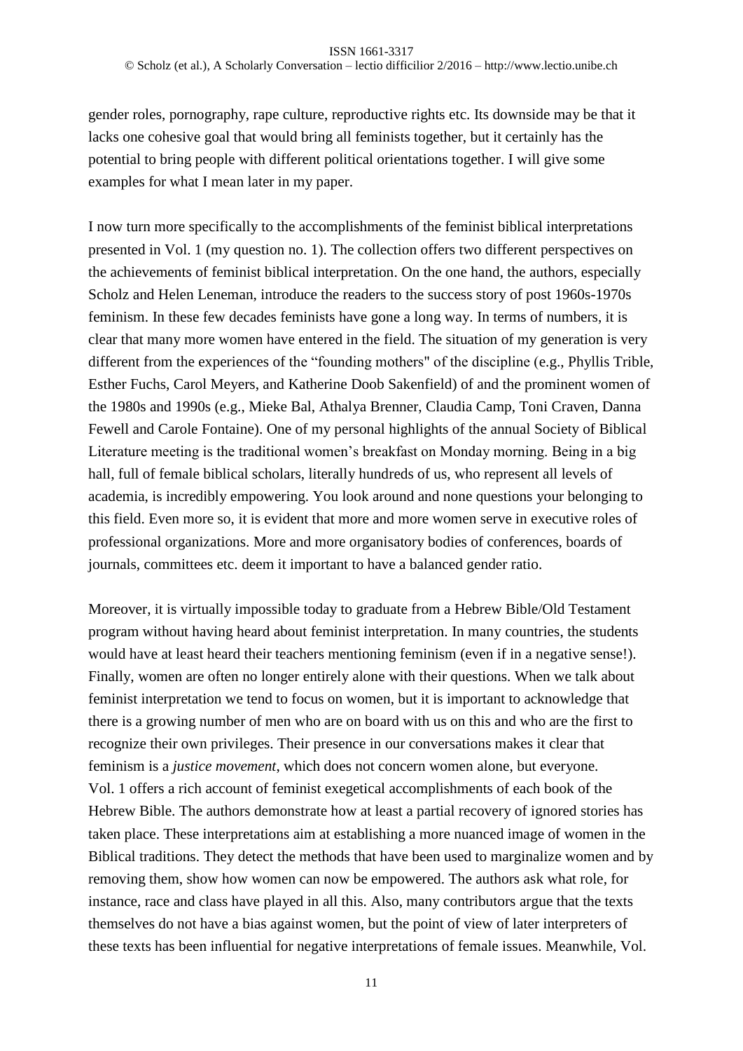gender roles, pornography, rape culture, reproductive rights etc. Its downside may be that it lacks one cohesive goal that would bring all feminists together, but it certainly has the potential to bring people with different political orientations together. I will give some examples for what I mean later in my paper.

I now turn more specifically to the accomplishments of the feminist biblical interpretations presented in Vol. 1 (my question no. 1). The collection offers two different perspectives on the achievements of feminist biblical interpretation. On the one hand, the authors, especially Scholz and Helen Leneman, introduce the readers to the success story of post 1960s-1970s feminism. In these few decades feminists have gone a long way. In terms of numbers, it is clear that many more women have entered in the field. The situation of my generation is very different from the experiences of the "founding mothers" of the discipline (e.g., Phyllis Trible, Esther Fuchs, Carol Meyers, and Katherine Doob Sakenfield) of and the prominent women of the 1980s and 1990s (e.g., Mieke Bal, Athalya Brenner, Claudia Camp, Toni Craven, Danna Fewell and Carole Fontaine). One of my personal highlights of the annual Society of Biblical Literature meeting is the traditional women's breakfast on Monday morning. Being in a big hall, full of female biblical scholars, literally hundreds of us, who represent all levels of academia, is incredibly empowering. You look around and none questions your belonging to this field. Even more so, it is evident that more and more women serve in executive roles of professional organizations. More and more organisatory bodies of conferences, boards of journals, committees etc. deem it important to have a balanced gender ratio.

Moreover, it is virtually impossible today to graduate from a Hebrew Bible/Old Testament program without having heard about feminist interpretation. In many countries, the students would have at least heard their teachers mentioning feminism (even if in a negative sense!). Finally, women are often no longer entirely alone with their questions. When we talk about feminist interpretation we tend to focus on women, but it is important to acknowledge that there is a growing number of men who are on board with us on this and who are the first to recognize their own privileges. Their presence in our conversations makes it clear that feminism is a *justice movement*, which does not concern women alone, but everyone.
Vol. 1 offers a rich account of feminist exegetical accomplishments of each book of the Hebrew Bible. The authors demonstrate how at least a partial recovery of ignored stories has taken place. These interpretations aim at establishing a more nuanced image of women in the Biblical traditions. They detect the methods that have been used to marginalize women and by removing them, show how women can now be empowered. The authors ask what role, for instance, race and class have played in all this. Also, many contributors argue that the texts themselves do not have a bias against women, but the point of view of later interpreters of these texts has been influential for negative interpretations of female issues. Meanwhile, Vol.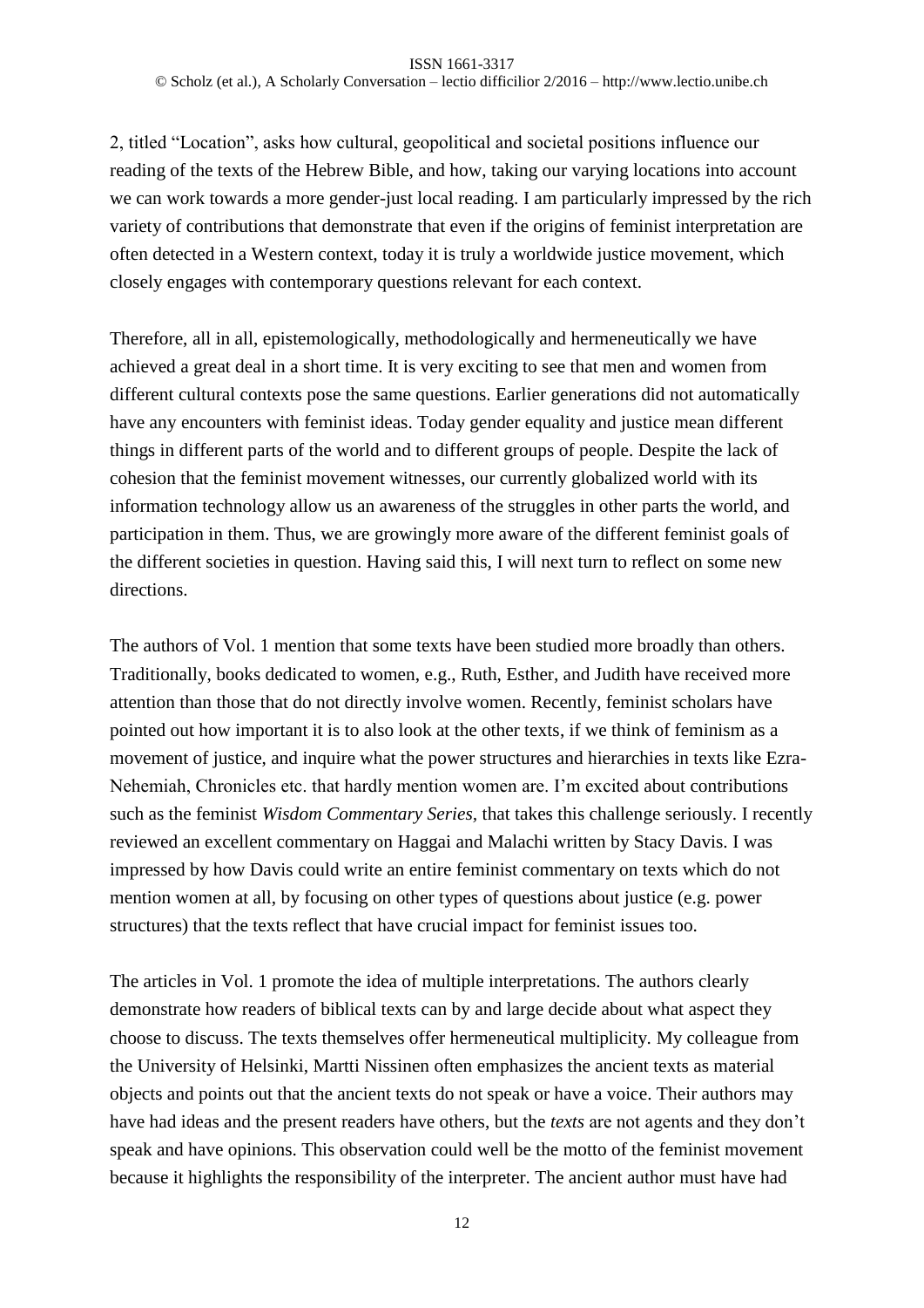2, titled "Location", asks how cultural, geopolitical and societal positions influence our reading of the texts of the Hebrew Bible, and how, taking our varying locations into account we can work towards a more gender-just local reading. I am particularly impressed by the rich variety of contributions that demonstrate that even if the origins of feminist interpretation are often detected in a Western context, today it is truly a worldwide justice movement, which closely engages with contemporary questions relevant for each context.

Therefore, all in all, epistemologically, methodologically and hermeneutically we have achieved a great deal in a short time. It is very exciting to see that men and women from different cultural contexts pose the same questions. Earlier generations did not automatically have any encounters with feminist ideas. Today gender equality and justice mean different things in different parts of the world and to different groups of people. Despite the lack of cohesion that the feminist movement witnesses, our currently globalized world with its information technology allow us an awareness of the struggles in other parts the world, and participation in them. Thus, we are growingly more aware of the different feminist goals of the different societies in question. Having said this, I will next turn to reflect on some new directions.

The authors of Vol. 1 mention that some texts have been studied more broadly than others. Traditionally, books dedicated to women, e.g., Ruth, Esther, and Judith have received more attention than those that do not directly involve women. Recently, feminist scholars have pointed out how important it is to also look at the other texts, if we think of feminism as a movement of justice, and inquire what the power structures and hierarchies in texts like Ezra-Nehemiah, Chronicles etc. that hardly mention women are. I'm excited about contributions such as the feminist *Wisdom Commentary Series*, that takes this challenge seriously. I recently reviewed an excellent commentary on Haggai and Malachi written by Stacy Davis. I was impressed by how Davis could write an entire feminist commentary on texts which do not mention women at all, by focusing on other types of questions about justice (e.g. power structures) that the texts reflect that have crucial impact for feminist issues too.

The articles in Vol. 1 promote the idea of multiple interpretations. The authors clearly demonstrate how readers of biblical texts can by and large decide about what aspect they choose to discuss. The texts themselves offer hermeneutical multiplicity. My colleague from the University of Helsinki, Martti Nissinen often emphasizes the ancient texts as material objects and points out that the ancient texts do not speak or have a voice. Their authors may have had ideas and the present readers have others, but the *texts* are not agents and they don't speak and have opinions. This observation could well be the motto of the feminist movement because it highlights the responsibility of the interpreter. The ancient author must have had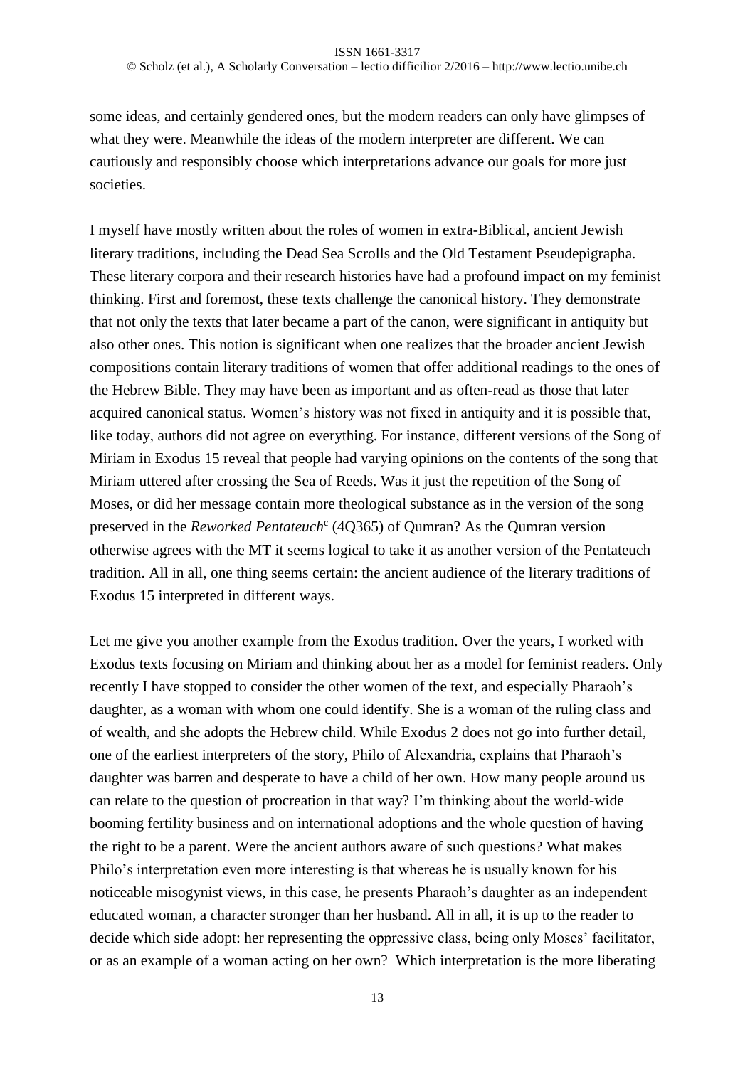some ideas, and certainly gendered ones, but the modern readers can only have glimpses of what they were. Meanwhile the ideas of the modern interpreter are different. We can cautiously and responsibly choose which interpretations advance our goals for more just societies.

I myself have mostly written about the roles of women in extra-Biblical, ancient Jewish literary traditions, including the Dead Sea Scrolls and the Old Testament Pseudepigrapha. These literary corpora and their research histories have had a profound impact on my feminist thinking. First and foremost, these texts challenge the canonical history. They demonstrate that not only the texts that later became a part of the canon, were significant in antiquity but also other ones. This notion is significant when one realizes that the broader ancient Jewish compositions contain literary traditions of women that offer additional readings to the ones of the Hebrew Bible. They may have been as important and as often-read as those that later acquired canonical status. Women's history was not fixed in antiquity and it is possible that, like today, authors did not agree on everything. For instance, different versions of the Song of Miriam in Exodus 15 reveal that people had varying opinions on the contents of the song that Miriam uttered after crossing the Sea of Reeds. Was it just the repetition of the Song of Moses, or did her message contain more theological substance as in the version of the song preserved in the *Reworked Pentateuch*[c] (4Q365) of Qumran? As the Qumran version otherwise agrees with the MT it seems logical to take it as another version of the Pentateuch tradition. All in all, one thing seems certain: the ancient audience of the literary traditions of Exodus 15 interpreted in different ways.

Let me give you another example from the Exodus tradition. Over the years, I worked with Exodus texts focusing on Miriam and thinking about her as a model for feminist readers. Only recently I have stopped to consider the other women of the text, and especially Pharaoh's daughter, as a woman with whom one could identify. She is a woman of the ruling class and of wealth, and she adopts the Hebrew child. While Exodus 2 does not go into further detail, one of the earliest interpreters of the story, Philo of Alexandria, explains that Pharaoh's daughter was barren and desperate to have a child of her own. How many people around us can relate to the question of procreation in that way? I'm thinking about the world-wide booming fertility business and on international adoptions and the whole question of having the right to be a parent. Were the ancient authors aware of such questions? What makes Philo's interpretation even more interesting is that whereas he is usually known for his noticeable misogynist views, in this case, he presents Pharaoh's daughter as an independent educated woman, a character stronger than her husband. All in all, it is up to the reader to decide which side adopt: her representing the oppressive class, being only Moses' facilitator, or as an example of a woman acting on her own? Which interpretation is the more liberating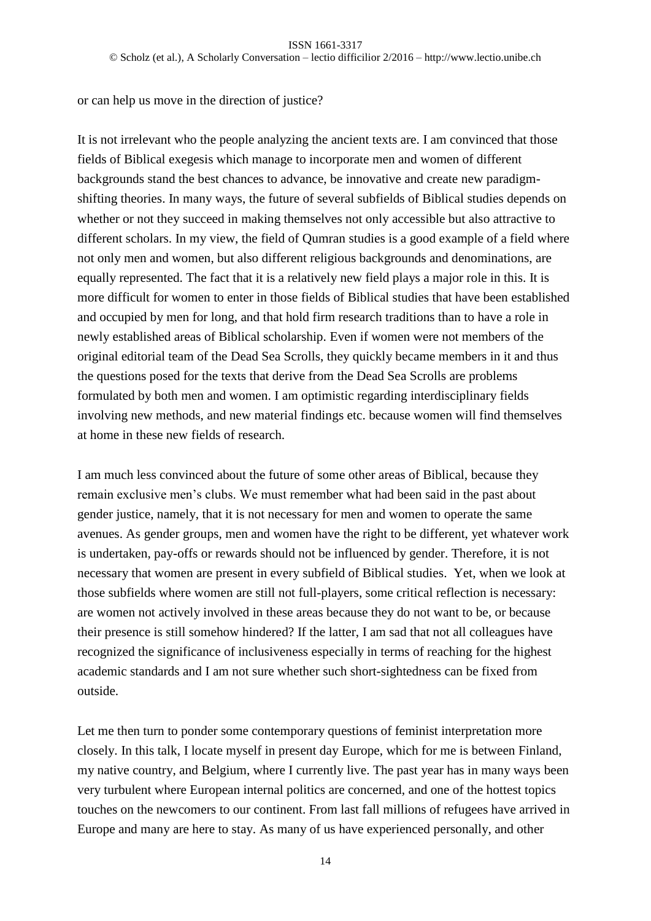or can help us move in the direction of justice?

It is not irrelevant who the people analyzing the ancient texts are. I am convinced that those fields of Biblical exegesis which manage to incorporate men and women of different backgrounds stand the best chances to advance, be innovative and create new paradigm-shifting theories. In many ways, the future of several subfields of Biblical studies depends on whether or not they succeed in making themselves not only accessible but also attractive to different scholars. In my view, the field of Qumran studies is a good example of a field where not only men and women, but also different religious backgrounds and denominations, are equally represented. The fact that it is a relatively new field plays a major role in this. It is more difficult for women to enter in those fields of Biblical studies that have been established and occupied by men for long, and that hold firm research traditions than to have a role in newly established areas of Biblical scholarship. Even if women were not members of the original editorial team of the Dead Sea Scrolls, they quickly became members in it and thus the questions posed for the texts that derive from the Dead Sea Scrolls are problems formulated by both men and women. I am optimistic regarding interdisciplinary fields involving new methods, and new material findings etc. because women will find themselves at home in these new fields of research.

I am much less convinced about the future of some other areas of Biblical, because they remain exclusive men's clubs. We must remember what had been said in the past about gender justice, namely, that it is not necessary for men and women to operate the same avenues. As gender groups, men and women have the right to be different, yet whatever work is undertaken, pay-offs or rewards should not be influenced by gender. Therefore, it is not necessary that women are present in every subfield of Biblical studies. Yet, when we look at those subfields where women are still not full-players, some critical reflection is necessary: are women not actively involved in these areas because they do not want to be, or because their presence is still somehow hindered? If the latter, I am sad that not all colleagues have recognized the significance of inclusiveness especially in terms of reaching for the highest academic standards and I am not sure whether such short-sightedness can be fixed from outside.

Let me then turn to ponder some contemporary questions of feminist interpretation more closely. In this talk, I locate myself in present day Europe, which for me is between Finland, my native country, and Belgium, where I currently live. The past year has in many ways been very turbulent where European internal politics are concerned, and one of the hottest topics touches on the newcomers to our continent. From last fall millions of refugees have arrived in Europe and many are here to stay. As many of us have experienced personally, and other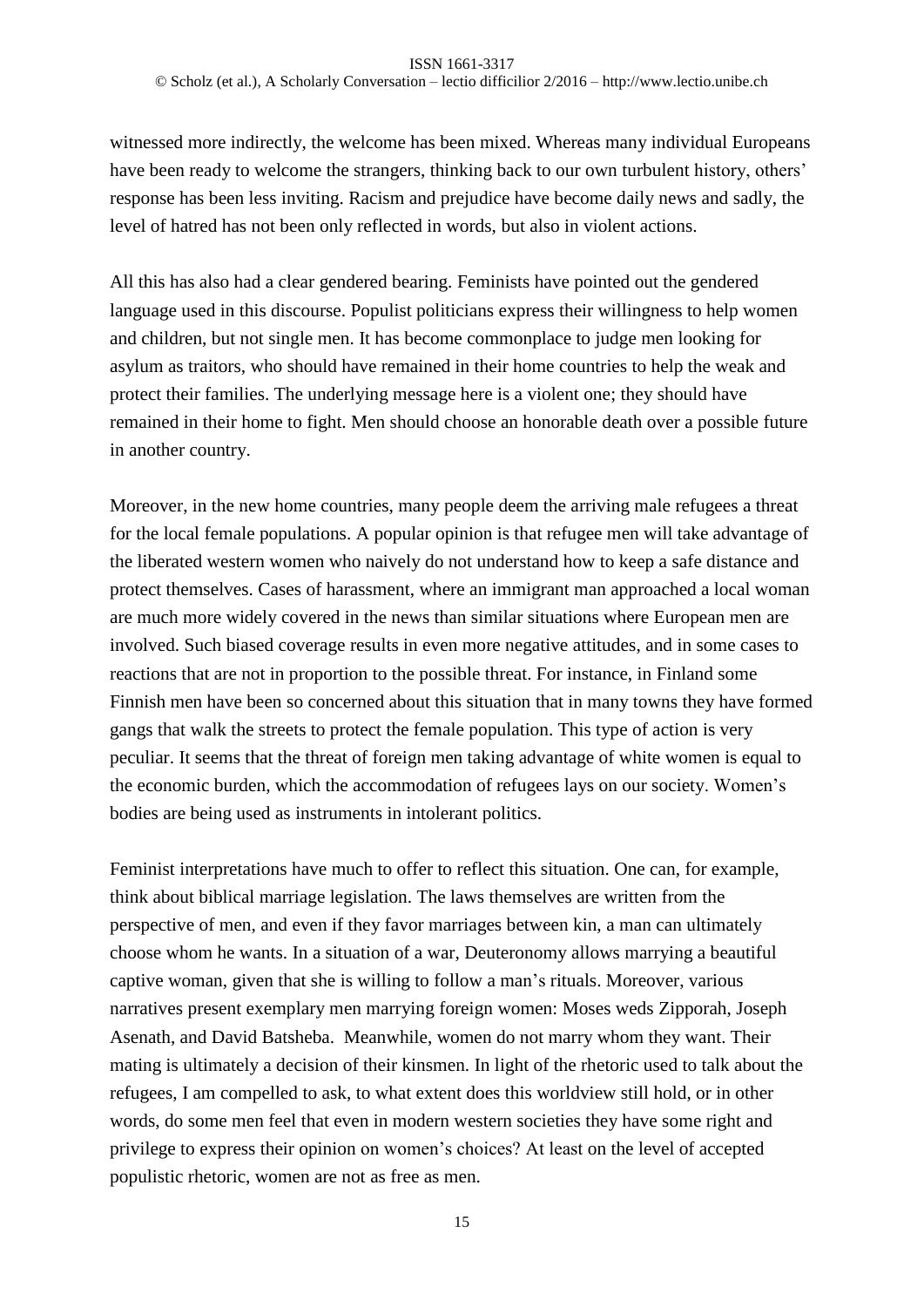witnessed more indirectly, the welcome has been mixed. Whereas many individual Europeans have been ready to welcome the strangers, thinking back to our own turbulent history, others' response has been less inviting. Racism and prejudice have become daily news and sadly, the level of hatred has not been only reflected in words, but also in violent actions.

All this has also had a clear gendered bearing. Feminists have pointed out the gendered language used in this discourse. Populist politicians express their willingness to help women and children, but not single men. It has become commonplace to judge men looking for asylum as traitors, who should have remained in their home countries to help the weak and protect their families. The underlying message here is a violent one; they should have remained in their home to fight. Men should choose an honorable death over a possible future in another country.

Moreover, in the new home countries, many people deem the arriving male refugees a threat for the local female populations. A popular opinion is that refugee men will take advantage of the liberated western women who naively do not understand how to keep a safe distance and protect themselves. Cases of harassment, where an immigrant man approached a local woman are much more widely covered in the news than similar situations where European men are involved. Such biased coverage results in even more negative attitudes, and in some cases to reactions that are not in proportion to the possible threat. For instance, in Finland some Finnish men have been so concerned about this situation that in many towns they have formed gangs that walk the streets to protect the female population. This type of action is very peculiar. It seems that the threat of foreign men taking advantage of white women is equal to the economic burden, which the accommodation of refugees lays on our society. Women's bodies are being used as instruments in intolerant politics.

Feminist interpretations have much to offer to reflect this situation. One can, for example, think about biblical marriage legislation. The laws themselves are written from the perspective of men, and even if they favor marriages between kin, a man can ultimately choose whom he wants. In a situation of a war, Deuteronomy allows marrying a beautiful captive woman, given that she is willing to follow a man's rituals. Moreover, various narratives present exemplary men marrying foreign women: Moses weds Zipporah, Joseph Asenath, and David Batsheba. Meanwhile, women do not marry whom they want. Their mating is ultimately a decision of their kinsmen. In light of the rhetoric used to talk about the refugees, I am compelled to ask, to what extent does this worldview still hold, or in other words, do some men feel that even in modern western societies they have some right and privilege to express their opinion on women's choices? At least on the level of accepted populistic rhetoric, women are not as free as men.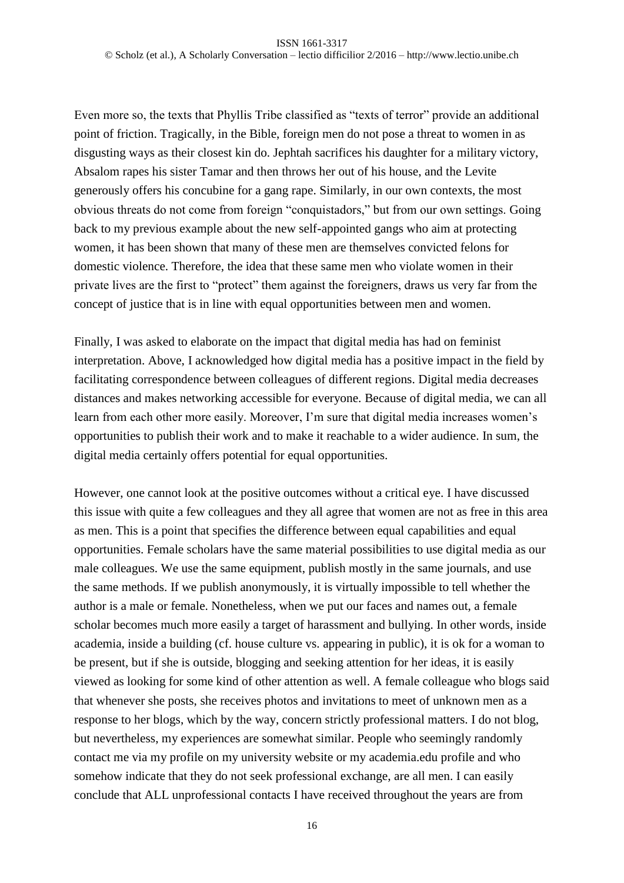Even more so, the texts that Phyllis Tribe classified as “texts of terror” provide an additional point of friction. Tragically, in the Bible, foreign men do not pose a threat to women in as disgusting ways as their closest kin do. Jephtah sacrifices his daughter for a military victory, Absalom rapes his sister Tamar and then throws her out of his house, and the Levite generously offers his concubine for a gang rape. Similarly, in our own contexts, the most obvious threats do not come from foreign “conquistadors,” but from our own settings. Going back to my previous example about the new self-appointed gangs who aim at protecting women, it has been shown that many of these men are themselves convicted felons for domestic violence. Therefore, the idea that these same men who violate women in their private lives are the first to “protect” them against the foreigners, draws us very far from the concept of justice that is in line with equal opportunities between men and women.

Finally, I was asked to elaborate on the impact that digital media has had on feminist interpretation. Above, I acknowledged how digital media has a positive impact in the field by facilitating correspondence between colleagues of different regions. Digital media decreases distances and makes networking accessible for everyone. Because of digital media, we can all learn from each other more easily. Moreover, I’m sure that digital media increases women’s opportunities to publish their work and to make it reachable to a wider audience. In sum, the digital media certainly offers potential for equal opportunities.

However, one cannot look at the positive outcomes without a critical eye. I have discussed this issue with quite a few colleagues and they all agree that women are not as free in this area as men. This is a point that specifies the difference between equal capabilities and equal opportunities. Female scholars have the same material possibilities to use digital media as our male colleagues. We use the same equipment, publish mostly in the same journals, and use the same methods. If we publish anonymously, it is virtually impossible to tell whether the author is a male or female. Nonetheless, when we put our faces and names out, a female scholar becomes much more easily a target of harassment and bullying. In other words, inside academia, inside a building (cf. house culture vs. appearing in public), it is ok for a woman to be present, but if she is outside, blogging and seeking attention for her ideas, it is easily viewed as looking for some kind of other attention as well. A female colleague who blogs said that whenever she posts, she receives photos and invitations to meet of unknown men as a response to her blogs, which by the way, concern strictly professional matters. I do not blog, but nevertheless, my experiences are somewhat similar. People who seemingly randomly contact me via my profile on my university website or my academia.edu profile and who somehow indicate that they do not seek professional exchange, are all men. I can easily conclude that ALL unprofessional contacts I have received throughout the years are from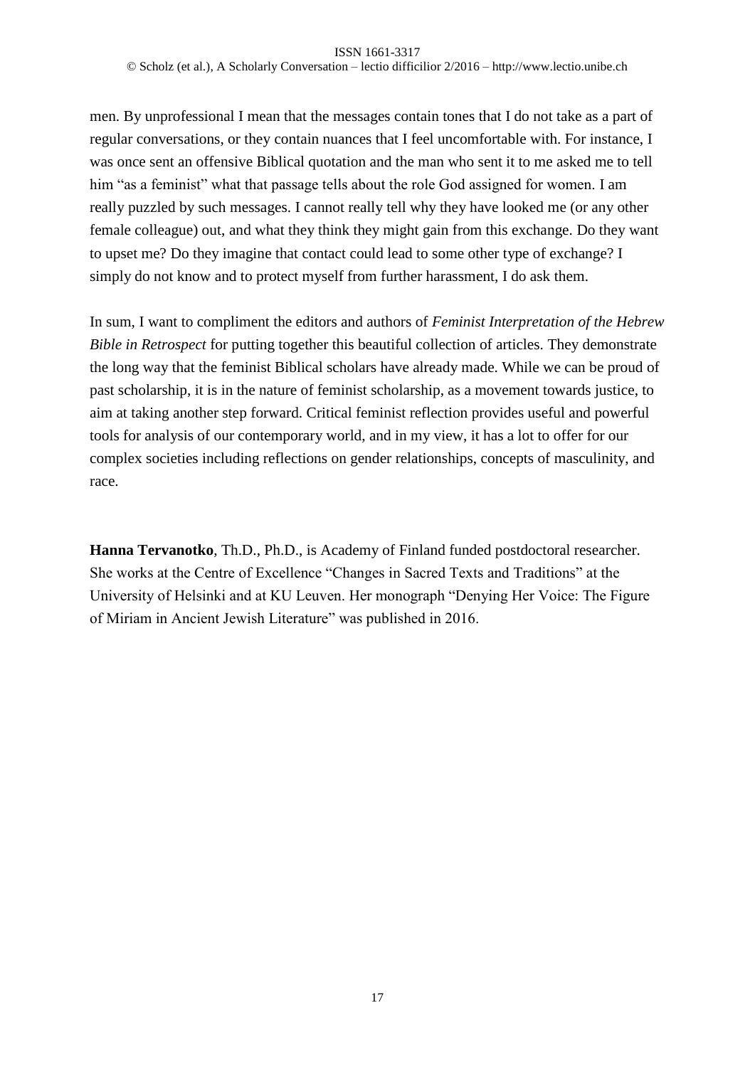men. By unprofessional I mean that the messages contain tones that I do not take as a part of regular conversations, or they contain nuances that I feel uncomfortable with. For instance, I was once sent an offensive Biblical quotation and the man who sent it to me asked me to tell him "as a feminist" what that passage tells about the role God assigned for women. I am really puzzled by such messages. I cannot really tell why they have looked me (or any other female colleague) out, and what they think they might gain from this exchange. Do they want to upset me? Do they imagine that contact could lead to some other type of exchange? I simply do not know and to protect myself from further harassment, I do ask them.

In sum, I want to compliment the editors and authors of *Feminist Interpretation of the Hebrew Bible in Retrospect* for putting together this beautiful collection of articles. They demonstrate the long way that the feminist Biblical scholars have already made. While we can be proud of past scholarship, it is in the nature of feminist scholarship, as a movement towards justice, to aim at taking another step forward. Critical feminist reflection provides useful and powerful tools for analysis of our contemporary world, and in my view, it has a lot to offer for our complex societies including reflections on gender relationships, concepts of masculinity, and race.

**Hanna Tervanotko**, Th.D., Ph.D., is Academy of Finland funded postdoctoral researcher. She works at the Centre of Excellence "Changes in Sacred Texts and Traditions" at the University of Helsinki and at KU Leuven. Her monograph "Denying Her Voice: The Figure of Miriam in Ancient Jewish Literature" was published in 2016.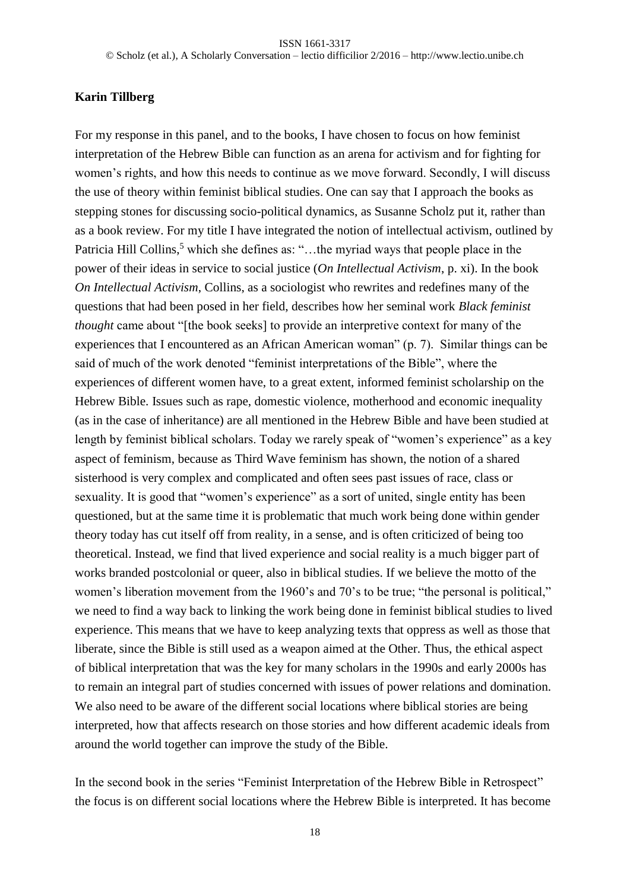**Karin Tillberg**

For my response in this panel, and to the books, I have chosen to focus on how feminist interpretation of the Hebrew Bible can function as an arena for activism and for fighting for women's rights, and how this needs to continue as we move forward. Secondly, I will discuss the use of theory within feminist biblical studies. One can say that I approach the books as stepping stones for discussing socio-political dynamics, as Susanne Scholz put it, rather than as a book review. For my title I have integrated the notion of intellectual activism, outlined by Patricia Hill Collins,[5] which she defines as: "…the myriad ways that people place in the power of their ideas in service to social justice (*On Intellectual Activism*, p. xi). In the book *On Intellectual Activism*, Collins, as a sociologist who rewrites and redefines many of the questions that had been posed in her field, describes how her seminal work *Black feminist thought* came about "[the book seeks] to provide an interpretive context for many of the experiences that I encountered as an African American woman" (p. 7). Similar things can be said of much of the work denoted "feminist interpretations of the Bible", where the experiences of different women have, to a great extent, informed feminist scholarship on the Hebrew Bible. Issues such as rape, domestic violence, motherhood and economic inequality (as in the case of inheritance) are all mentioned in the Hebrew Bible and have been studied at length by feminist biblical scholars. Today we rarely speak of "women's experience" as a key aspect of feminism, because as Third Wave feminism has shown, the notion of a shared sisterhood is very complex and complicated and often sees past issues of race, class or sexuality. It is good that "women's experience" as a sort of united, single entity has been questioned, but at the same time it is problematic that much work being done within gender theory today has cut itself off from reality, in a sense, and is often criticized of being too theoretical. Instead, we find that lived experience and social reality is a much bigger part of works branded postcolonial or queer, also in biblical studies. If we believe the motto of the women's liberation movement from the 1960's and 70's to be true; "the personal is political," we need to find a way back to linking the work being done in feminist biblical studies to lived experience. This means that we have to keep analyzing texts that oppress as well as those that liberate, since the Bible is still used as a weapon aimed at the Other. Thus, the ethical aspect of biblical interpretation that was the key for many scholars in the 1990s and early 2000s has to remain an integral part of studies concerned with issues of power relations and domination. We also need to be aware of the different social locations where biblical stories are being interpreted, how that affects research on those stories and how different academic ideals from around the world together can improve the study of the Bible.

In the second book in the series "Feminist Interpretation of the Hebrew Bible in Retrospect" the focus is on different social locations where the Hebrew Bible is interpreted. It has become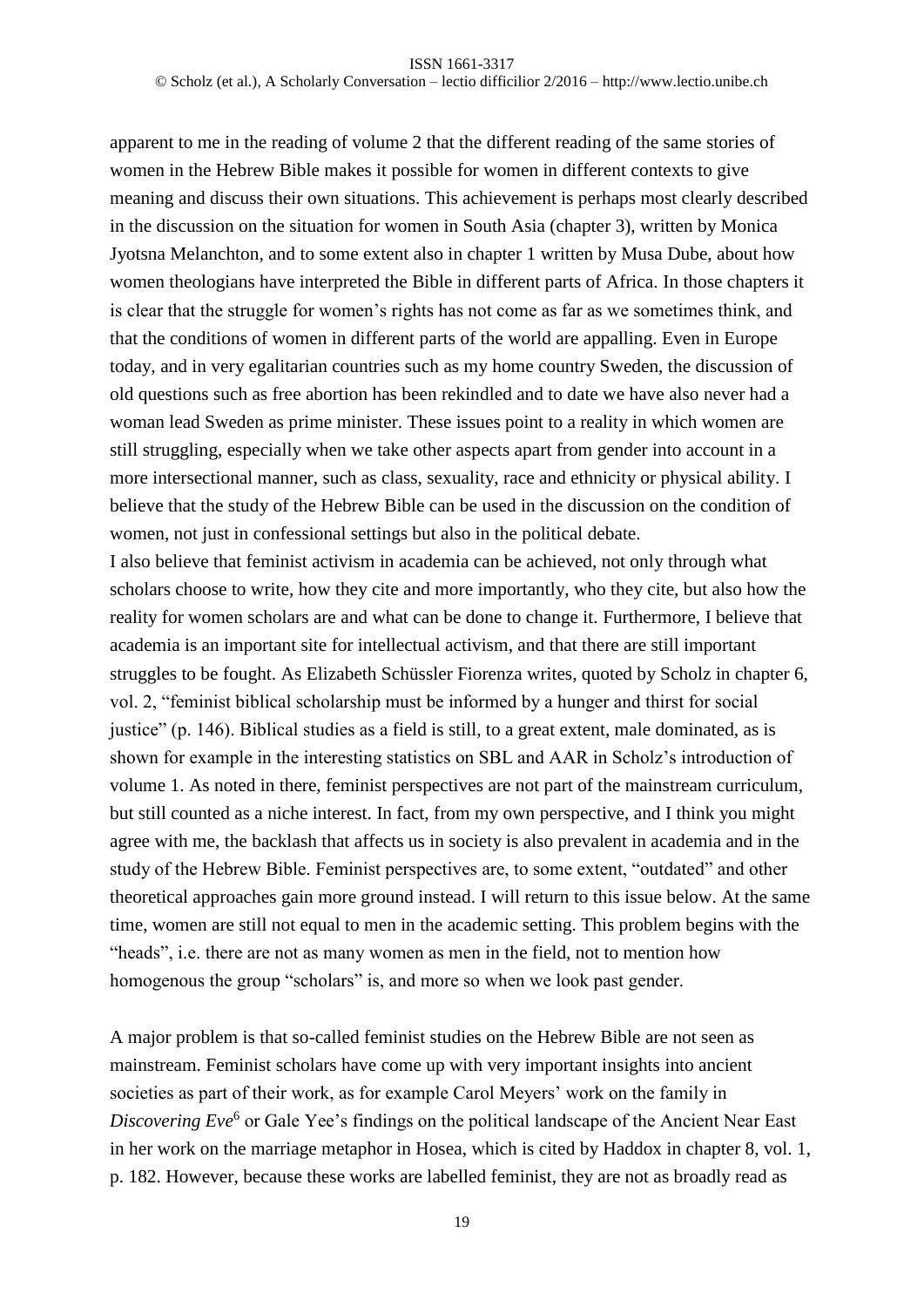apparent to me in the reading of volume 2 that the different reading of the same stories of women in the Hebrew Bible makes it possible for women in different contexts to give meaning and discuss their own situations. This achievement is perhaps most clearly described in the discussion on the situation for women in South Asia (chapter 3), written by Monica Jyotsna Melanchton, and to some extent also in chapter 1 written by Musa Dube, about how women theologians have interpreted the Bible in different parts of Africa. In those chapters it is clear that the struggle for women's rights has not come as far as we sometimes think, and that the conditions of women in different parts of the world are appalling. Even in Europe today, and in very egalitarian countries such as my home country Sweden, the discussion of old questions such as free abortion has been rekindled and to date we have also never had a woman lead Sweden as prime minister. These issues point to a reality in which women are still struggling, especially when we take other aspects apart from gender into account in a more intersectional manner, such as class, sexuality, race and ethnicity or physical ability. I believe that the study of the Hebrew Bible can be used in the discussion on the condition of women, not just in confessional settings but also in the political debate.

I also believe that feminist activism in academia can be achieved, not only through what scholars choose to write, how they cite and more importantly, who they cite, but also how the reality for women scholars are and what can be done to change it. Furthermore, I believe that academia is an important site for intellectual activism, and that there are still important struggles to be fought. As Elizabeth Schüssler Fiorenza writes, quoted by Scholz in chapter 6, vol. 2, "feminist biblical scholarship must be informed by a hunger and thirst for social justice" (p. 146). Biblical studies as a field is still, to a great extent, male dominated, as is shown for example in the interesting statistics on SBL and AAR in Scholz's introduction of volume 1. As noted in there, feminist perspectives are not part of the mainstream curriculum, but still counted as a niche interest. In fact, from my own perspective, and I think you might agree with me, the backlash that affects us in society is also prevalent in academia and in the study of the Hebrew Bible. Feminist perspectives are, to some extent, "outdated" and other theoretical approaches gain more ground instead. I will return to this issue below. At the same time, women are still not equal to men in the academic setting. This problem begins with the "heads", i.e. there are not as many women as men in the field, not to mention how homogenous the group "scholars" is, and more so when we look past gender.

A major problem is that so-called feminist studies on the Hebrew Bible are not seen as mainstream. Feminist scholars have come up with very important insights into ancient societies as part of their work, as for example Carol Meyers' work on the family in *Discovering Eve*[6] or Gale Yee's findings on the political landscape of the Ancient Near East in her work on the marriage metaphor in Hosea, which is cited by Haddox in chapter 8, vol. 1, p. 182. However, because these works are labelled feminist, they are not as broadly read as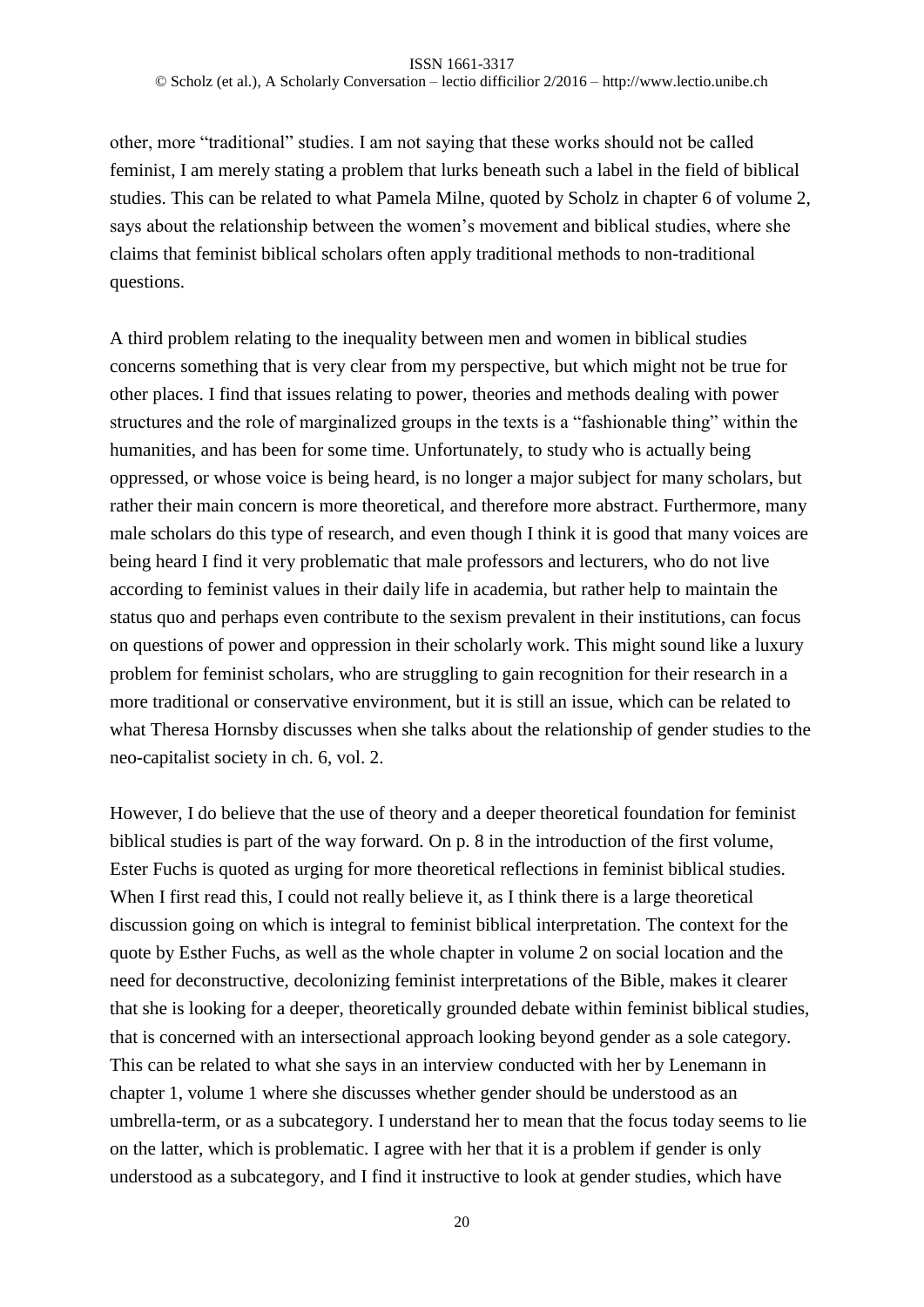other, more "traditional" studies. I am not saying that these works should not be called feminist, I am merely stating a problem that lurks beneath such a label in the field of biblical studies. This can be related to what Pamela Milne, quoted by Scholz in chapter 6 of volume 2, says about the relationship between the women's movement and biblical studies, where she claims that feminist biblical scholars often apply traditional methods to non-traditional questions.

A third problem relating to the inequality between men and women in biblical studies concerns something that is very clear from my perspective, but which might not be true for other places. I find that issues relating to power, theories and methods dealing with power structures and the role of marginalized groups in the texts is a "fashionable thing" within the humanities, and has been for some time. Unfortunately, to study who is actually being oppressed, or whose voice is being heard, is no longer a major subject for many scholars, but rather their main concern is more theoretical, and therefore more abstract. Furthermore, many male scholars do this type of research, and even though I think it is good that many voices are being heard I find it very problematic that male professors and lecturers, who do not live according to feminist values in their daily life in academia, but rather help to maintain the status quo and perhaps even contribute to the sexism prevalent in their institutions, can focus on questions of power and oppression in their scholarly work. This might sound like a luxury problem for feminist scholars, who are struggling to gain recognition for their research in a more traditional or conservative environment, but it is still an issue, which can be related to what Theresa Hornsby discusses when she talks about the relationship of gender studies to the neo-capitalist society in ch. 6, vol. 2.

However, I do believe that the use of theory and a deeper theoretical foundation for feminist biblical studies is part of the way forward. On p. 8 in the introduction of the first volume, Ester Fuchs is quoted as urging for more theoretical reflections in feminist biblical studies. When I first read this, I could not really believe it, as I think there is a large theoretical discussion going on which is integral to feminist biblical interpretation. The context for the quote by Esther Fuchs, as well as the whole chapter in volume 2 on social location and the need for deconstructive, decolonizing feminist interpretations of the Bible, makes it clearer that she is looking for a deeper, theoretically grounded debate within feminist biblical studies, that is concerned with an intersectional approach looking beyond gender as a sole category. This can be related to what she says in an interview conducted with her by Lenemann in chapter 1, volume 1 where she discusses whether gender should be understood as an umbrella-term, or as a subcategory. I understand her to mean that the focus today seems to lie on the latter, which is problematic. I agree with her that it is a problem if gender is only understood as a subcategory, and I find it instructive to look at gender studies, which have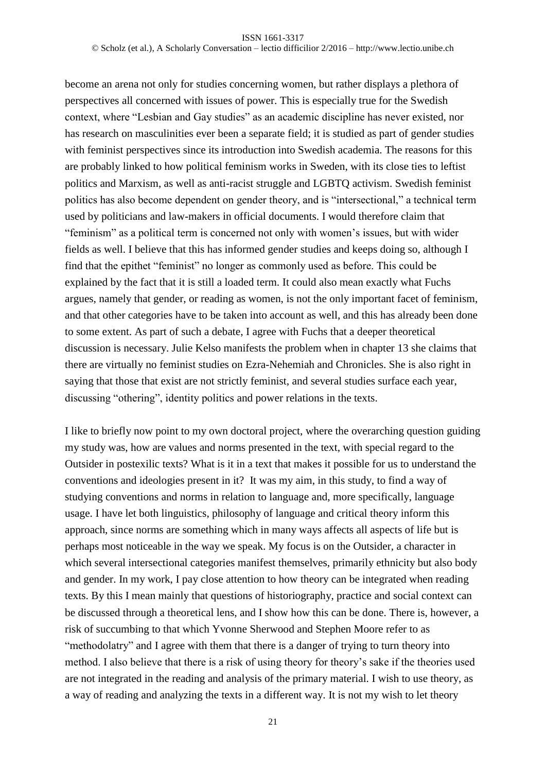become an arena not only for studies concerning women, but rather displays a plethora of perspectives all concerned with issues of power. This is especially true for the Swedish context, where "Lesbian and Gay studies" as an academic discipline has never existed, nor has research on masculinities ever been a separate field; it is studied as part of gender studies with feminist perspectives since its introduction into Swedish academia. The reasons for this are probably linked to how political feminism works in Sweden, with its close ties to leftist politics and Marxism, as well as anti-racist struggle and LGBTQ activism. Swedish feminist politics has also become dependent on gender theory, and is "intersectional," a technical term used by politicians and law-makers in official documents. I would therefore claim that "feminism" as a political term is concerned not only with women's issues, but with wider fields as well. I believe that this has informed gender studies and keeps doing so, although I find that the epithet "feminist" no longer as commonly used as before. This could be explained by the fact that it is still a loaded term. It could also mean exactly what Fuchs argues, namely that gender, or reading as women, is not the only important facet of feminism, and that other categories have to be taken into account as well, and this has already been done to some extent. As part of such a debate, I agree with Fuchs that a deeper theoretical discussion is necessary. Julie Kelso manifests the problem when in chapter 13 she claims that there are virtually no feminist studies on Ezra-Nehemiah and Chronicles. She is also right in saying that those that exist are not strictly feminist, and several studies surface each year, discussing "othering", identity politics and power relations in the texts.

I like to briefly now point to my own doctoral project, where the overarching question guiding my study was, how are values and norms presented in the text, with special regard to the Outsider in postexilic texts? What is it in a text that makes it possible for us to understand the conventions and ideologies present in it? It was my aim, in this study, to find a way of studying conventions and norms in relation to language and, more specifically, language usage. I have let both linguistics, philosophy of language and critical theory inform this approach, since norms are something which in many ways affects all aspects of life but is perhaps most noticeable in the way we speak. My focus is on the Outsider, a character in which several intersectional categories manifest themselves, primarily ethnicity but also body and gender. In my work, I pay close attention to how theory can be integrated when reading texts. By this I mean mainly that questions of historiography, practice and social context can be discussed through a theoretical lens, and I show how this can be done. There is, however, a risk of succumbing to that which Yvonne Sherwood and Stephen Moore refer to as "methodolatry" and I agree with them that there is a danger of trying to turn theory into method. I also believe that there is a risk of using theory for theory's sake if the theories used are not integrated in the reading and analysis of the primary material. I wish to use theory, as a way of reading and analyzing the texts in a different way. It is not my wish to let theory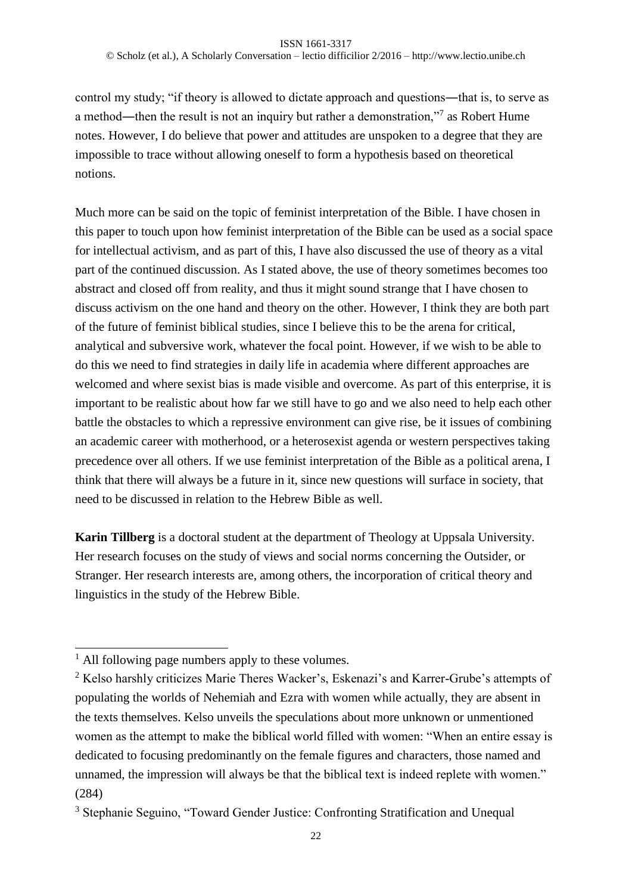control my study; "if theory is allowed to dictate approach and questions—that is, to serve as a method—then the result is not an inquiry but rather a demonstration,"[7] as Robert Hume notes. However, I do believe that power and attitudes are unspoken to a degree that they are impossible to trace without allowing oneself to form a hypothesis based on theoretical notions.

Much more can be said on the topic of feminist interpretation of the Bible. I have chosen in this paper to touch upon how feminist interpretation of the Bible can be used as a social space for intellectual activism, and as part of this, I have also discussed the use of theory as a vital part of the continued discussion. As I stated above, the use of theory sometimes becomes too abstract and closed off from reality, and thus it might sound strange that I have chosen to discuss activism on the one hand and theory on the other. However, I think they are both part of the future of feminist biblical studies, since I believe this to be the arena for critical, analytical and subversive work, whatever the focal point. However, if we wish to be able to do this we need to find strategies in daily life in academia where different approaches are welcomed and where sexist bias is made visible and overcome. As part of this enterprise, it is important to be realistic about how far we still have to go and we also need to help each other battle the obstacles to which a repressive environment can give rise, be it issues of combining an academic career with motherhood, or a heterosexist agenda or western perspectives taking precedence over all others. If we use feminist interpretation of the Bible as a political arena, I think that there will always be a future in it, since new questions will surface in society, that need to be discussed in relation to the Hebrew Bible as well.

**Karin Tillberg** is a doctoral student at the department of Theology at Uppsala University. Her research focuses on the study of views and social norms concerning the Outsider, or Stranger. Her research interests are, among others, the incorporation of critical theory and linguistics in the study of the Hebrew Bible.

---

[1] All following page numbers apply to these volumes.

[2] Kelso harshly criticizes Marie Theres Wacker's, Eskenazi's and Karrer-Grube's attempts of populating the worlds of Nehemiah and Ezra with women while actually, they are absent in the texts themselves. Kelso unveils the speculations about more unknown or unmentioned women as the attempt to make the biblical world filled with women: "When an entire essay is dedicated to focusing predominantly on the female figures and characters, those named and unnamed, the impression will always be that the biblical text is indeed replete with women." (284)

[3] Stephanie Seguino, "Toward Gender Justice: Confronting Stratification and Unequal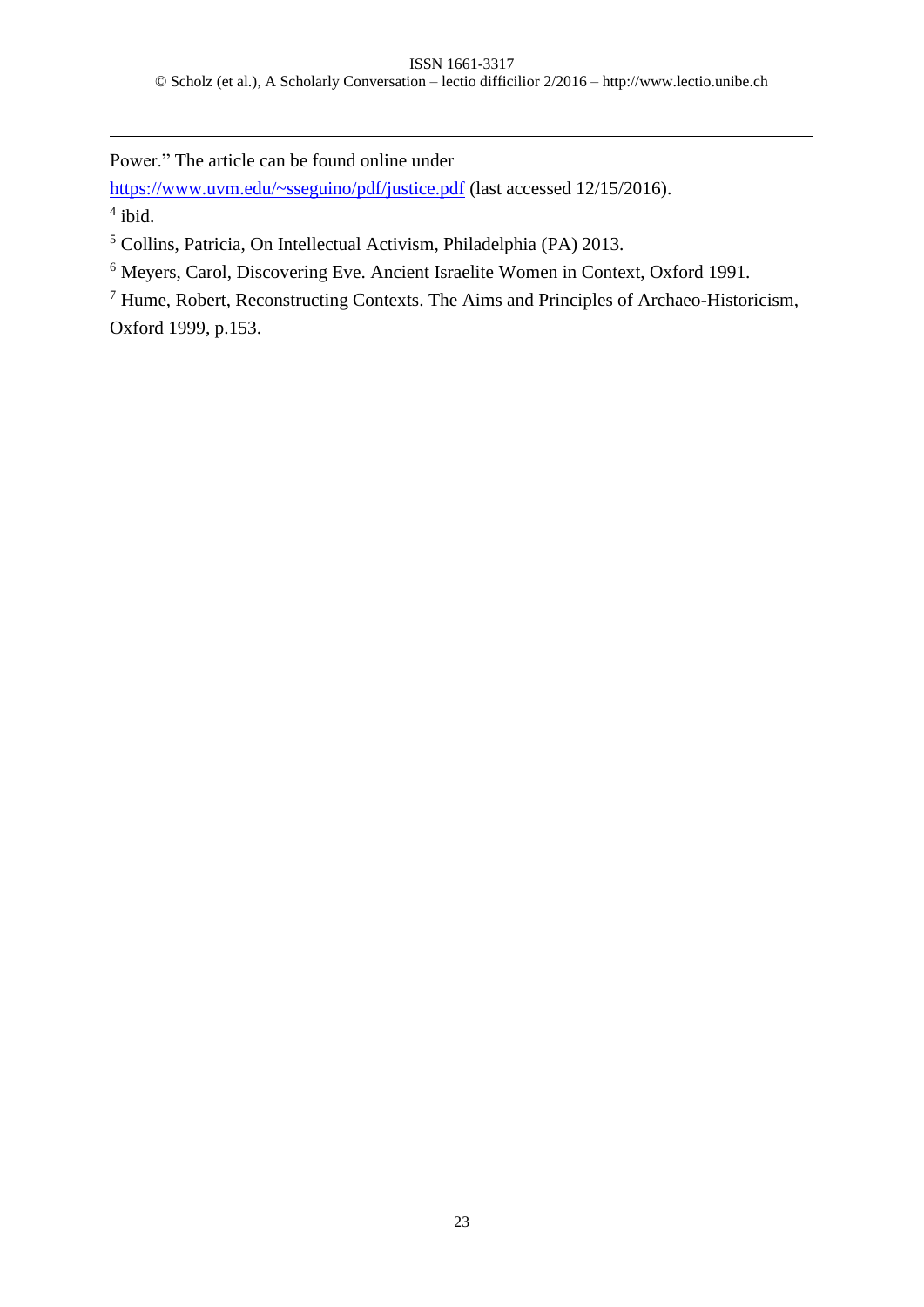Power." The article can be found online under https://www.uvm.edu/~sseguino/pdf/justice.pdf (last accessed 12/15/2016).

[4] ibid.

[5] Collins, Patricia, On Intellectual Activism, Philadelphia (PA) 2013.

[6] Meyers, Carol, Discovering Eve. Ancient Israelite Women in Context, Oxford 1991.

[7] Hume, Robert, Reconstructing Contexts. The Aims and Principles of Archaeo-Historicism, Oxford 1999, p.153.